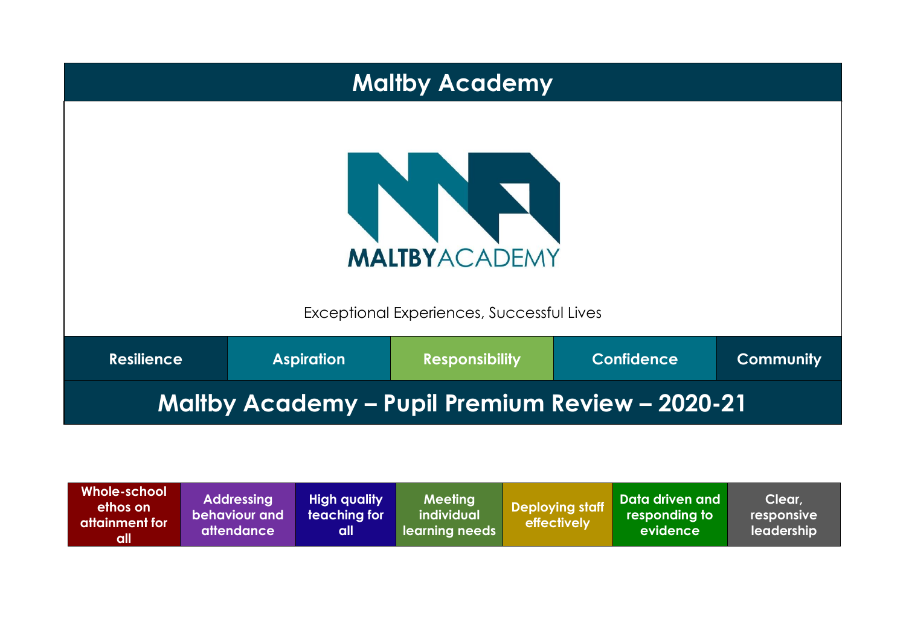# Maltby Academy

MALTBYACADEMY

Exceptional Experiences, Successful Lives

| Resilience | Aspiration | Responsibility | Confidence | Community |
|---|---|---|---|---|

## Maltby Academy – Pupil Premium Review – 2020-21

| Whole-school ethos on attainment for all | Addressing behaviour and attendance | High quality teaching for all | Meeting individual learning needs | Deploying staff effectively | Data driven and responding to evidence | Clear, responsive leadership |
|---|---|---|---|---|---|---|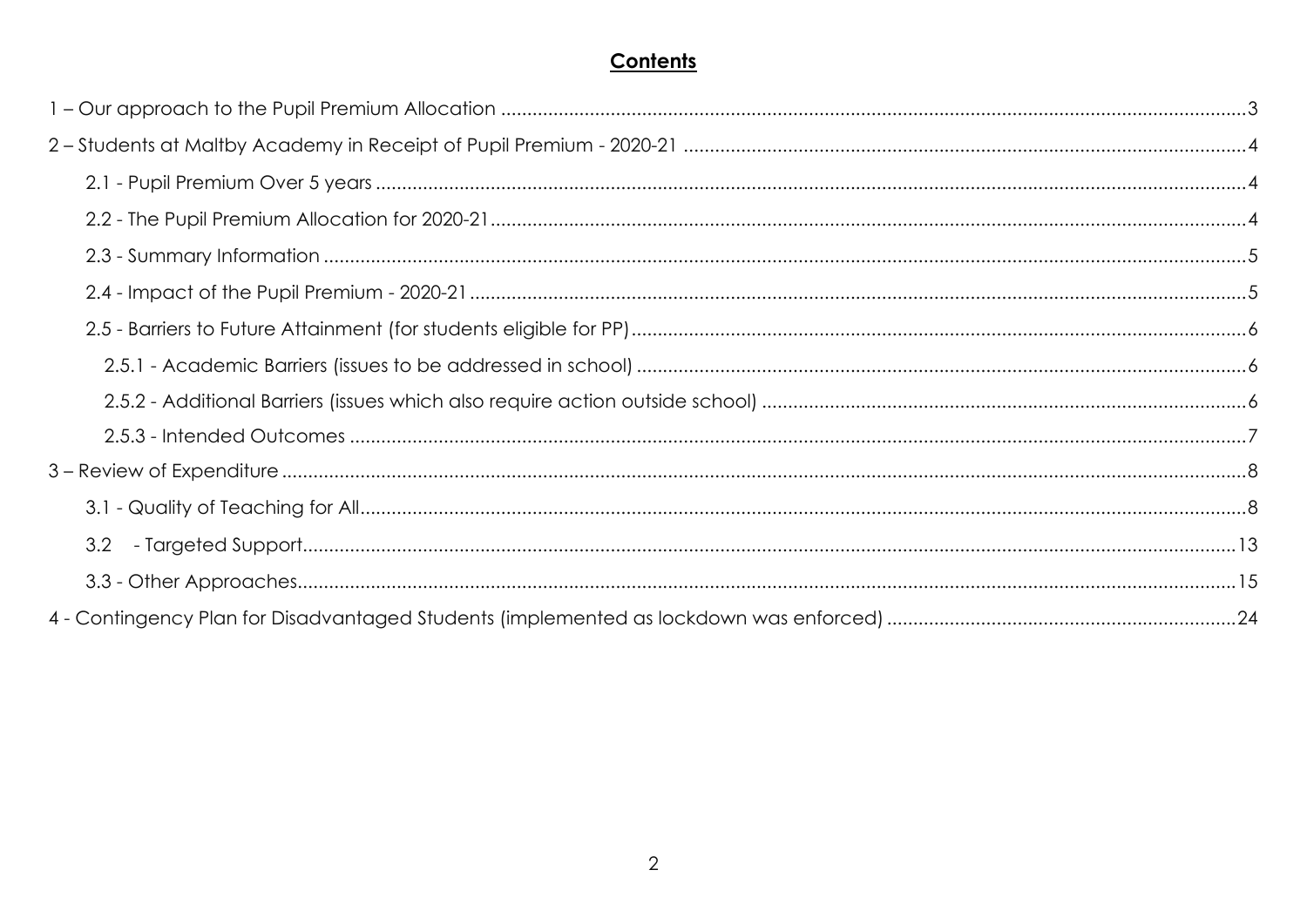# Contents

1 – Our approach to the Pupil Premium Allocation ........ 3

2 – Students at Maltby Academy in Receipt of Pupil Premium - 2020-21 ........ 4

- 2.1 - Pupil Premium Over 5 years ........ 4
- 2.2 - The Pupil Premium Allocation for 2020-21 ........ 4
- 2.3 - Summary Information ........ 5
- 2.4 - Impact of the Pupil Premium - 2020-21 ........ 5
- 2.5 - Barriers to Future Attainment (for students eligible for PP) ........ 6
  - 2.5.1 - Academic Barriers (issues to be addressed in school) ........ 6
  - 2.5.2 - Additional Barriers (issues which also require action outside school) ........ 6
  - 2.5.3 - Intended Outcomes ........ 7

3 – Review of Expenditure ........ 8

- 3.1 - Quality of Teaching for All ........ 8
- 3.2 - Targeted Support ........ 13
- 3.3 - Other Approaches ........ 15

4 - Contingency Plan for Disadvantaged Students (implemented as lockdown was enforced) ........ 24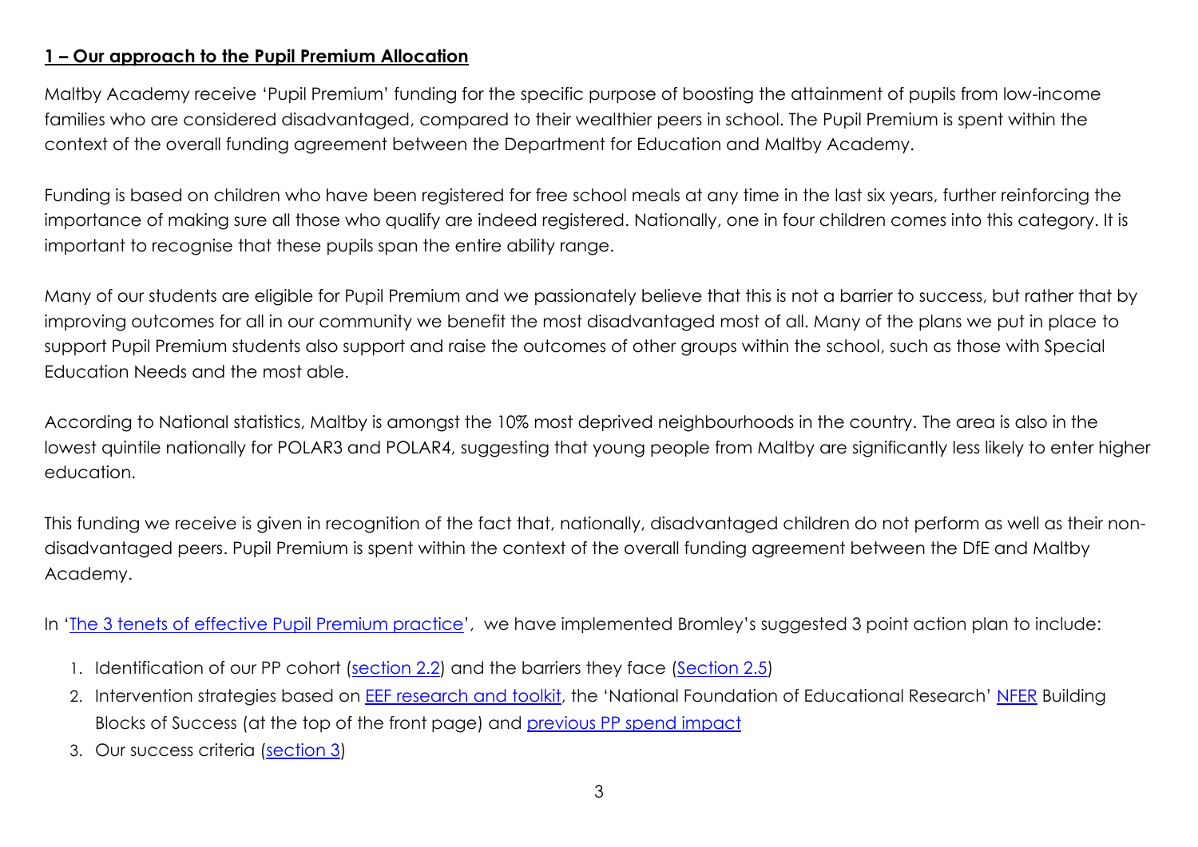## 1 – Our approach to the Pupil Premium Allocation

Maltby Academy receive 'Pupil Premium' funding for the specific purpose of boosting the attainment of pupils from low-income families who are considered disadvantaged, compared to their wealthier peers in school. The Pupil Premium is spent within the context of the overall funding agreement between the Department for Education and Maltby Academy.

Funding is based on children who have been registered for free school meals at any time in the last six years, further reinforcing the importance of making sure all those who qualify are indeed registered. Nationally, one in four children comes into this category. It is important to recognise that these pupils span the entire ability range.

Many of our students are eligible for Pupil Premium and we passionately believe that this is not a barrier to success, but rather that by improving outcomes for all in our community we benefit the most disadvantaged most of all. Many of the plans we put in place to support Pupil Premium students also support and raise the outcomes of other groups within the school, such as those with Special Education Needs and the most able.

According to National statistics, Maltby is amongst the 10% most deprived neighbourhoods in the country. The area is also in the lowest quintile nationally for POLAR3 and POLAR4, suggesting that young people from Maltby are significantly less likely to enter higher education.

This funding we receive is given in recognition of the fact that, nationally, disadvantaged children do not perform as well as their non-disadvantaged peers. Pupil Premium is spent within the context of the overall funding agreement between the DfE and Maltby Academy.

In 'The 3 tenets of effective Pupil Premium practice', we have implemented Bromley's suggested 3 point action plan to include:

1. Identification of our PP cohort (section 2.2) and the barriers they face (Section 2.5)
2. Intervention strategies based on EEF research and toolkit, the 'National Foundation of Educational Research' NFER Building Blocks of Success (at the top of the front page) and previous PP spend impact
3. Our success criteria (section 3)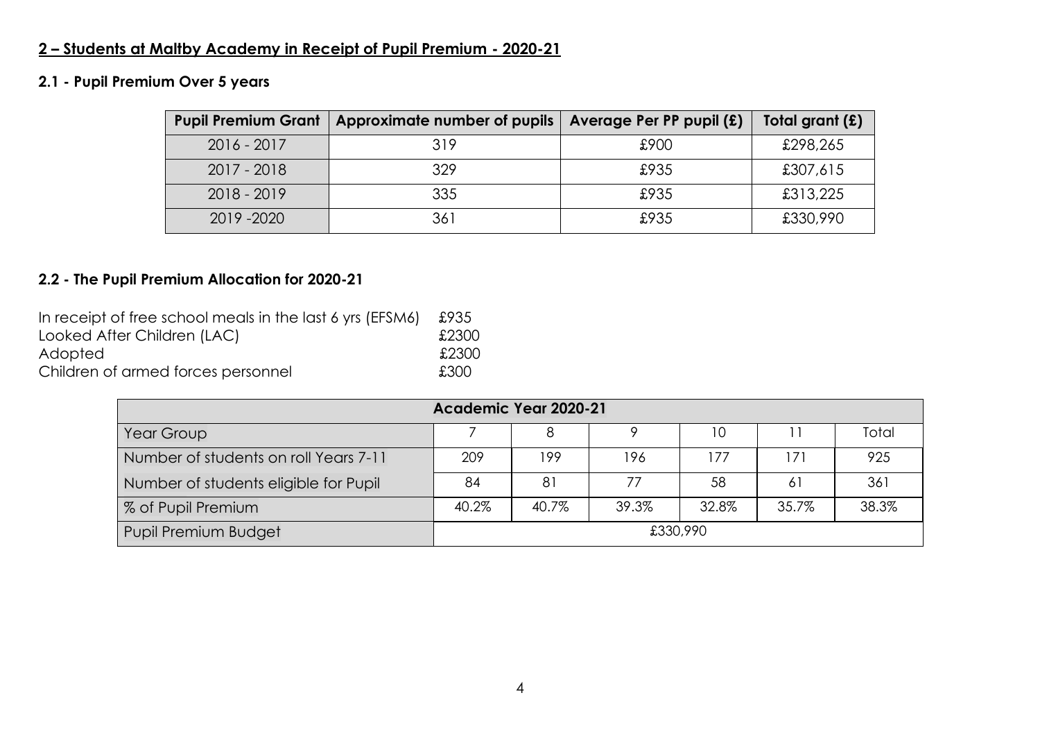## 2 – Students at Maltby Academy in Receipt of Pupil Premium - 2020-21

### 2.1 - Pupil Premium Over 5 years

| Pupil Premium Grant | Approximate number of pupils | Average Per PP pupil (£) | Total grant (£) |
|---|---|---|---|
| 2016 - 2017 | 319 | £900 | £298,265 |
| 2017 - 2018 | 329 | £935 | £307,615 |
| 2018 - 2019 | 335 | £935 | £313,225 |
| 2019 -2020 | 361 | £935 | £330,990 |

### 2.2 - The Pupil Premium Allocation for 2020-21

In receipt of free school meals in the last 6 yrs (EFSM6) £935
Looked After Children (LAC) £2300
Adopted £2300
Children of armed forces personnel £300

| Academic Year 2020-21 | | | | | | |
|---|---|---|---|---|---|---|
| Year Group | 7 | 8 | 9 | 10 | 11 | Total |
| Number of students on roll Years 7-11 | 209 | 199 | 196 | 177 | 171 | 925 |
| Number of students eligible for Pupil | 84 | 81 | 77 | 58 | 61 | 361 |
| % of Pupil Premium | 40.2% | 40.7% | 39.3% | 32.8% | 35.7% | 38.3% |
| Pupil Premium Budget | £330,990 | | | | | |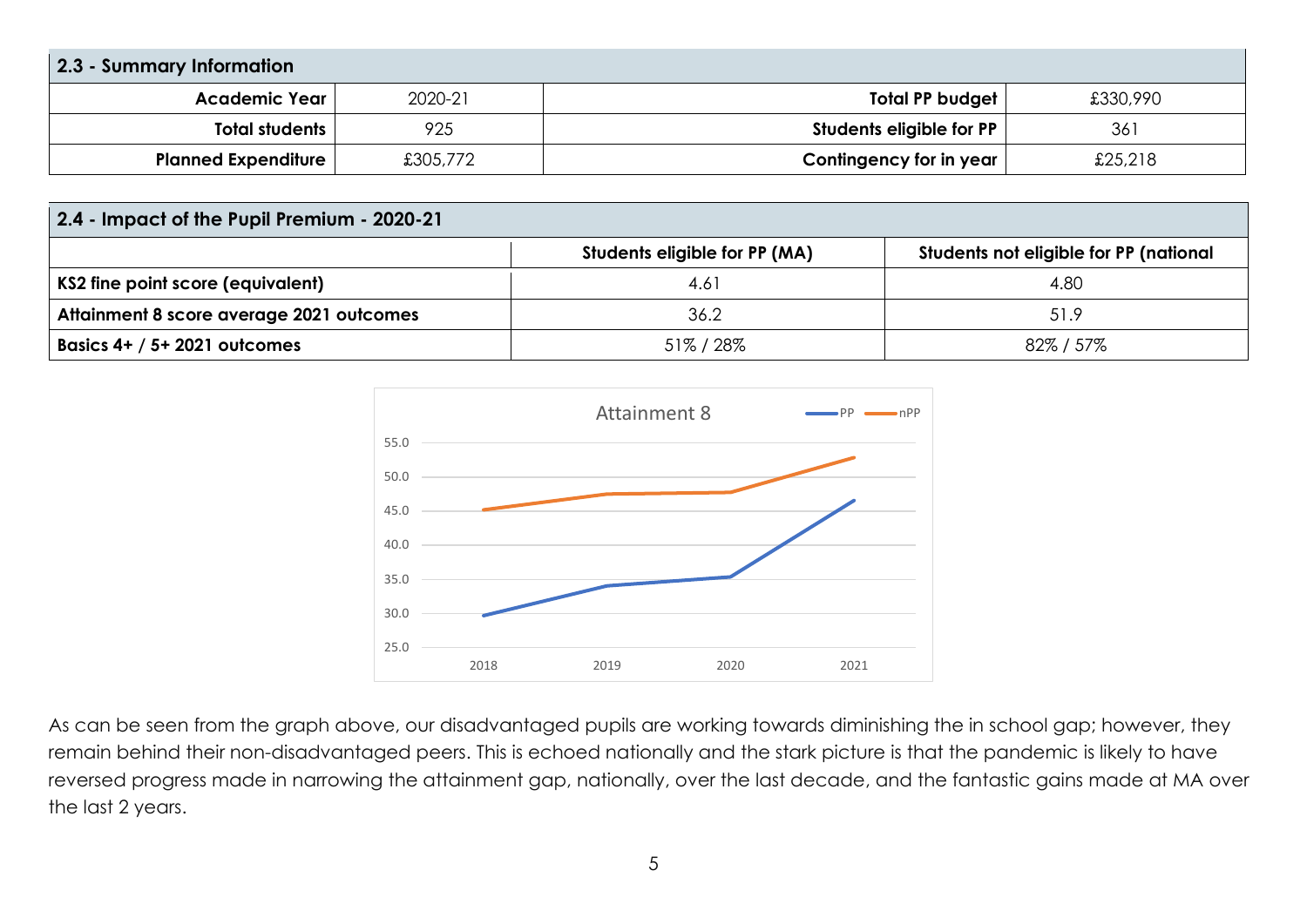| 2.3 - Summary Information | | | |
|---|---|---|---|
| **Academic Year** | 2020-21 | **Total PP budget** | £330,990 |
| **Total students** | 925 | **Students eligible for PP** | 361 |
| **Planned Expenditure** | £305,772 | **Contingency for in year** | £25,218 |

| 2.4 - Impact of the Pupil Premium - 2020-21 | | |
|---|---|---|
| | **Students eligible for PP (MA)** | **Students not eligible for PP (national** |
| **KS2 fine point score (equivalent)** | 4.61 | 4.80 |
| **Attainment 8 score average 2021 outcomes** | 36.2 | 51.9 |
| **Basics 4+ / 5+ 2021 outcomes** | 51% / 28% | 82% / 57% |

As can be seen from the graph above, our disadvantaged pupils are working towards diminishing the in school gap; however, they remain behind their non-disadvantaged peers. This is echoed nationally and the stark picture is that the pandemic is likely to have reversed progress made in narrowing the attainment gap, nationally, over the last decade, and the fantastic gains made at MA over the last 2 years.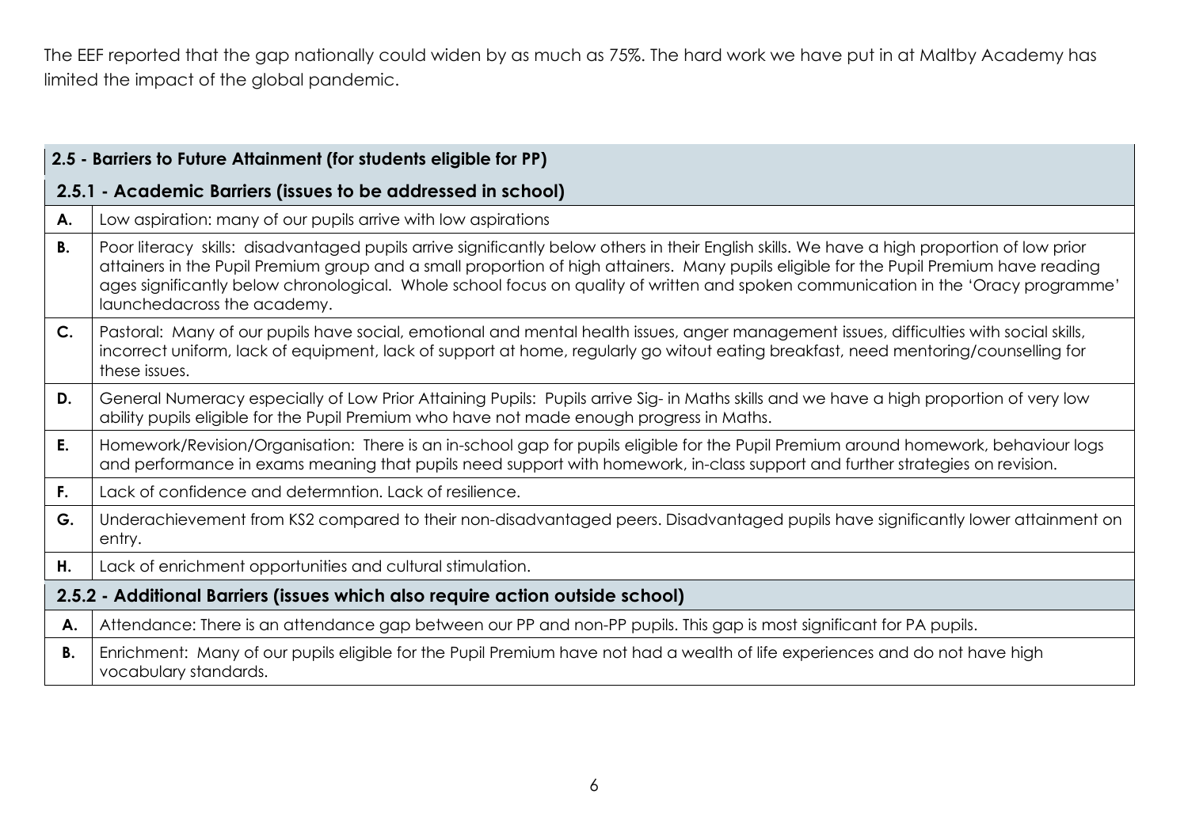The EEF reported that the gap nationally could widen by as much as 75%. The hard work we have put in at Maltby Academy has limited the impact of the global pandemic.

| **2.5 - Barriers to Future Attainment (for students eligible for PP)** | |
|---|---|
| **2.5.1 - Academic Barriers (issues to be addressed in school)** | |
| **A.** | Low aspiration: many of our pupils arrive with low aspirations |
| **B.** | Poor literacy skills: disadvantaged pupils arrive significantly below others in their English skills. We have a high proportion of low prior attainers in the Pupil Premium group and a small proportion of high attainers. Many pupils eligible for the Pupil Premium have reading ages significantly below chronological. Whole school focus on quality of written and spoken communication in the 'Oracy programme' launchedacross the academy. |
| **C.** | Pastoral: Many of our pupils have social, emotional and mental health issues, anger management issues, difficulties with social skills, incorrect uniform, lack of equipment, lack of support at home, regularly go witout eating breakfast, need mentoring/counselling for these issues. |
| **D.** | General Numeracy especially of Low Prior Attaining Pupils: Pupils arrive Sig- in Maths skills and we have a high proportion of very low ability pupils eligible for the Pupil Premium who have not made enough progress in Maths. |
| **E.** | Homework/Revision/Organisation: There is an in-school gap for pupils eligible for the Pupil Premium around homework, behaviour logs and performance in exams meaning that pupils need support with homework, in-class support and further strategies on revision. |
| **F.** | Lack of confidence and determntion. Lack of resilience. |
| **G.** | Underachievement from KS2 compared to their non-disadvantaged peers. Disadvantaged pupils have significantly lower attainment on entry. |
| **H.** | Lack of enrichment opportunities and cultural stimulation. |
| **2.5.2 - Additional Barriers (issues which also require action outside school)** | |
| **A.** | Attendance: There is an attendance gap between our PP and non-PP pupils. This gap is most significant for PA pupils. |
| **B.** | Enrichment: Many of our pupils eligible for the Pupil Premium have not had a wealth of life experiences and do not have high vocabulary standards. |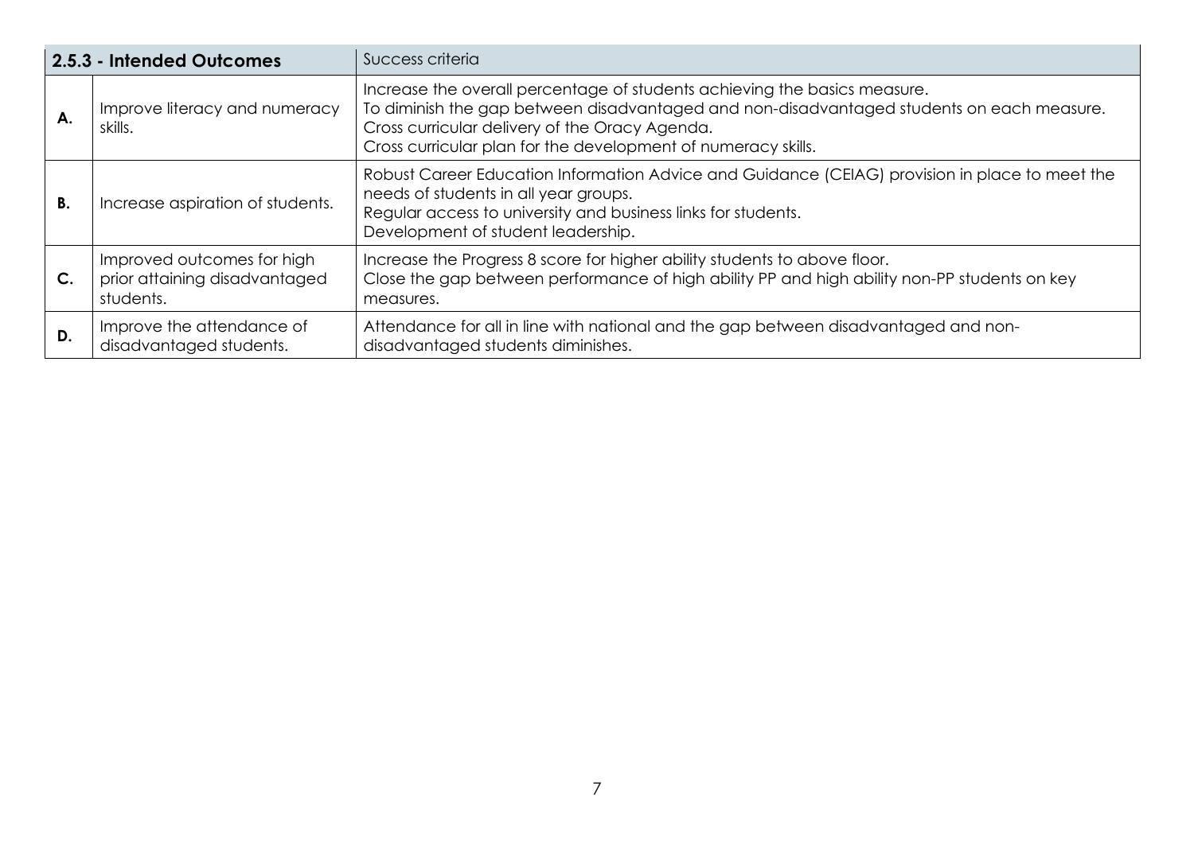| 2.5.3 - Intended Outcomes | | Success criteria |
|---|---|---|
| **A.** | Improve literacy and numeracy skills. | Increase the overall percentage of students achieving the basics measure.<br>To diminish the gap between disadvantaged and non-disadvantaged students on each measure.<br>Cross curricular delivery of the Oracy Agenda.<br>Cross curricular plan for the development of numeracy skills. |
| **B.** | Increase aspiration of students. | Robust Career Education Information Advice and Guidance (CEIAG) provision in place to meet the needs of students in all year groups.<br>Regular access to university and business links for students.<br>Development of student leadership. |
| **C.** | Improved outcomes for high prior attaining disadvantaged students. | Increase the Progress 8 score for higher ability students to above floor.<br>Close the gap between performance of high ability PP and high ability non-PP students on key measures. |
| **D.** | Improve the attendance of disadvantaged students. | Attendance for all in line with national and the gap between disadvantaged and non-disadvantaged students diminishes. |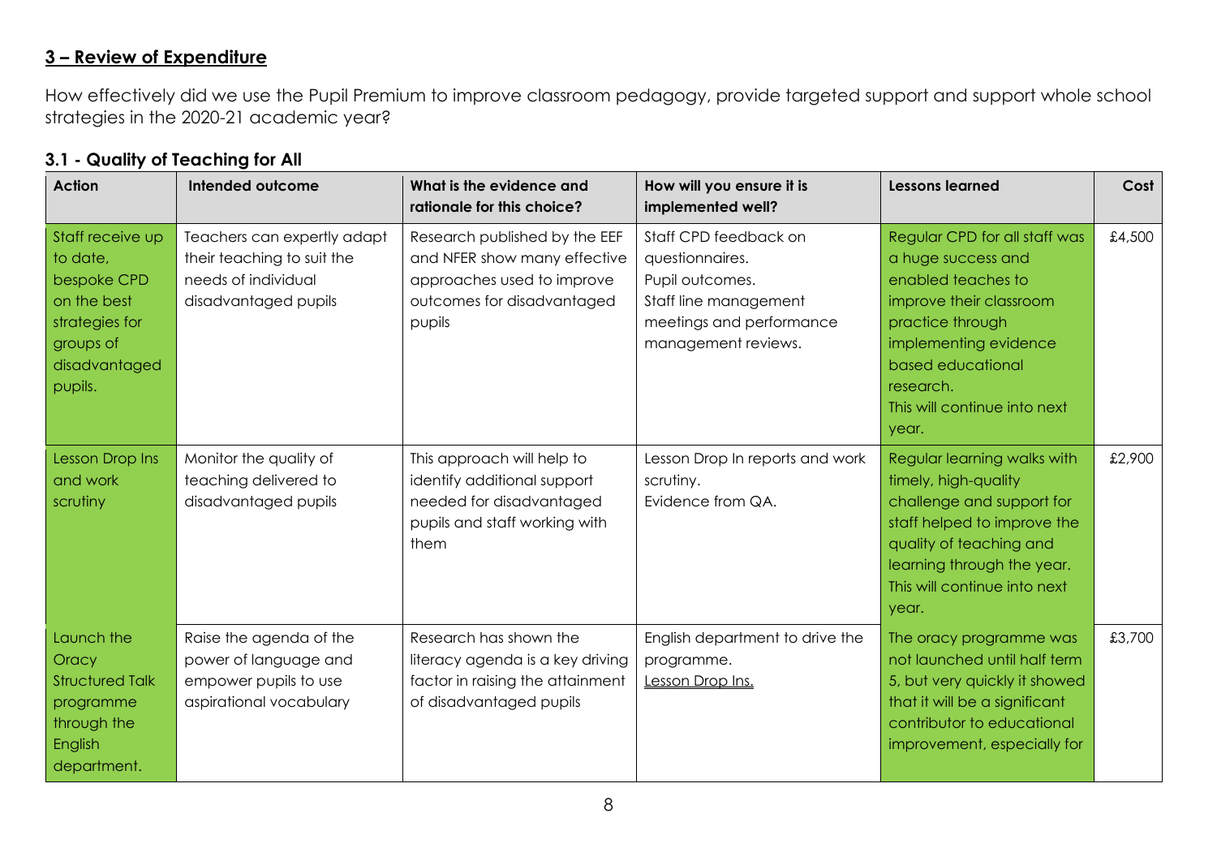## 3 – Review of Expenditure

How effectively did we use the Pupil Premium to improve classroom pedagogy, provide targeted support and support whole school strategies in the 2020-21 academic year?

### 3.1 - Quality of Teaching for All

| Action | Intended outcome | What is the evidence and rationale for this choice? | How will you ensure it is implemented well? | Lessons learned | Cost |
|---|---|---|---|---|---|
| Staff receive up to date, bespoke CPD on the best strategies for groups of disadvantaged pupils. | Teachers can expertly adapt their teaching to suit the needs of individual disadvantaged pupils | Research published by the EEF and NFER show many effective approaches used to improve outcomes for disadvantaged pupils | Staff CPD feedback on questionnaires.<br>Pupil outcomes.<br>Staff line management meetings and performance management reviews. | Regular CPD for all staff was a huge success and enabled teaches to improve their classroom practice through implementing evidence based educational research.<br>This will continue into next year. | £4,500 |
| Lesson Drop Ins and work scrutiny | Monitor the quality of teaching delivered to disadvantaged pupils | This approach will help to identify additional support needed for disadvantaged pupils and staff working with them | Lesson Drop In reports and work scrutiny.<br>Evidence from QA. | Regular learning walks with timely, high-quality challenge and support for staff helped to improve the quality of teaching and learning through the year.<br>This will continue into next year. | £2,900 |
| Launch the Oracy Structured Talk programme through the English department. | Raise the agenda of the power of language and empower pupils to use aspirational vocabulary | Research has shown the literacy agenda is a key driving factor in raising the attainment of disadvantaged pupils | English department to drive the programme.<br>Lesson Drop Ins. | The oracy programme was not launched until half term 5, but very quickly it showed that it will be a significant contributor to educational improvement, especially for | £3,700 |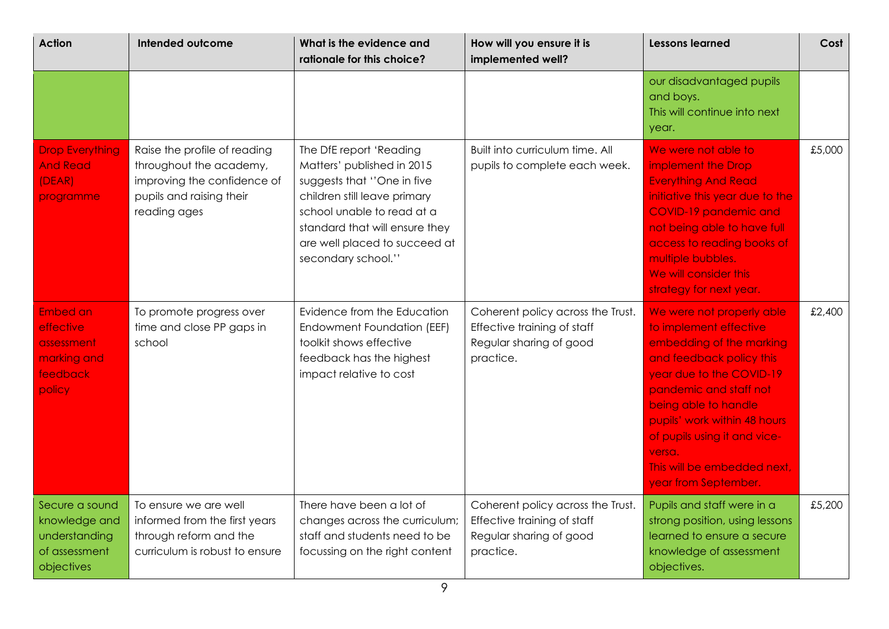| Action | Intended outcome | What is the evidence and rationale for this choice? | How will you ensure it is implemented well? | Lessons learned | Cost |
|---|---|---|---|---|---|
| | | | | our disadvantaged pupils and boys.<br>This will continue into next year. | |
| Drop Everything And Read (DEAR) programme | Raise the profile of reading throughout the academy, improving the confidence of pupils and raising their reading ages | The DfE report 'Reading Matters' published in 2015 suggests that ''One in five children still leave primary school unable to read at a standard that will ensure they are well placed to succeed at secondary school.'' | Built into curriculum time. All pupils to complete each week. | We were not able to implement the Drop Everything And Read initiative this year due to the COVID-19 pandemic and not being able to have full access to reading books of multiple bubbles.<br>We will consider this strategy for next year. | £5,000 |
| Embed an effective assessment marking and feedback policy | To promote progress over time and close PP gaps in school | Evidence from the Education Endowment Foundation (EEF) toolkit shows effective feedback has the highest impact relative to cost | Coherent policy across the Trust.<br>Effective training of staff<br>Regular sharing of good practice. | We were not properly able to implement effective embedding of the marking and feedback policy this year due to the COVID-19 pandemic and staff not being able to handle pupils' work within 48 hours of pupils using it and vice-versa.<br>This will be embedded next, year from September. | £2,400 |
| Secure a sound knowledge and understanding of assessment objectives | To ensure we are well informed from the first years through reform and the curriculum is robust to ensure | There have been a lot of changes across the curriculum; staff and students need to be focussing on the right content | Coherent policy across the Trust.<br>Effective training of staff<br>Regular sharing of good practice. | Pupils and staff were in a strong position, using lessons learned to ensure a secure knowledge of assessment objectives. | £5,200 |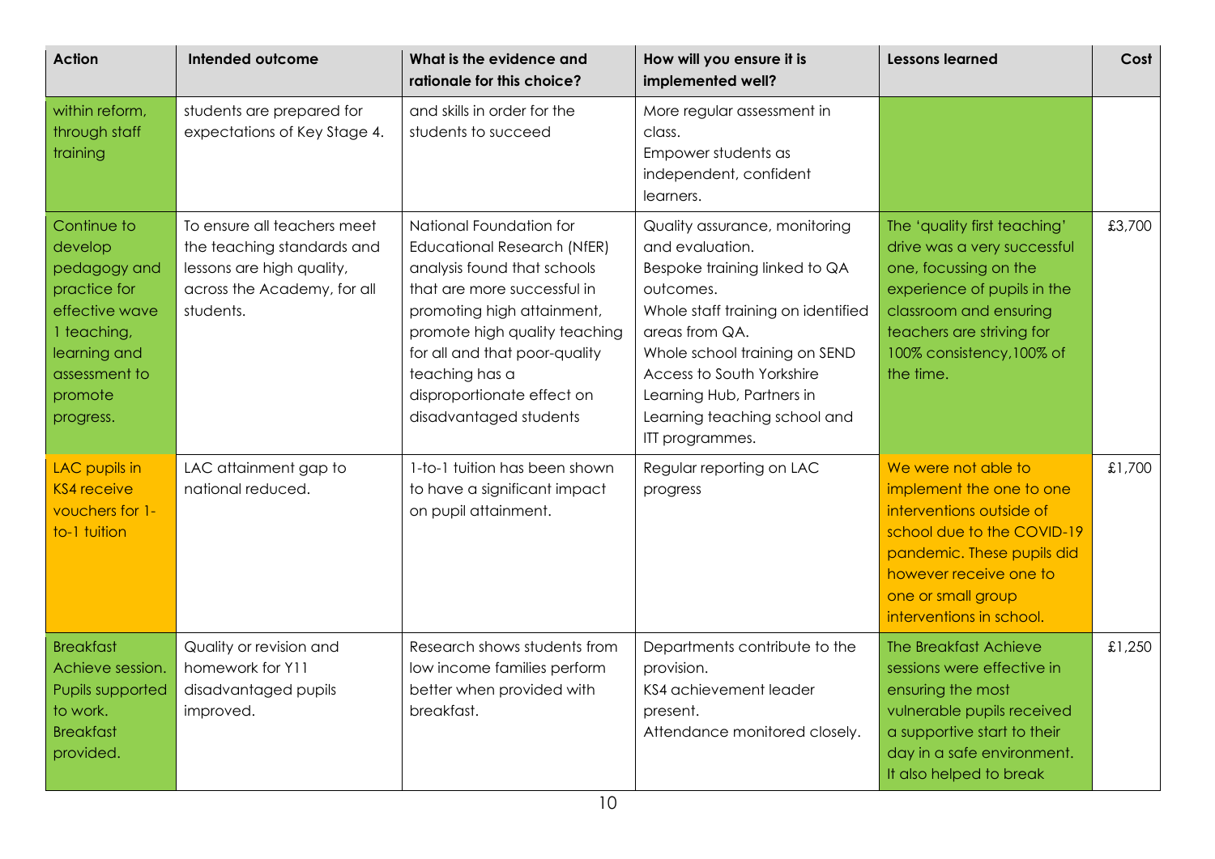| Action | Intended outcome | What is the evidence and rationale for this choice? | How will you ensure it is implemented well? | Lessons learned | Cost |
|---|---|---|---|---|---|
| within reform, through staff training | students are prepared for expectations of Key Stage 4. | and skills in order for the students to succeed | More regular assessment in class.<br>Empower students as independent, confident learners. | | |
| Continue to develop pedagogy and practice for effective wave 1 teaching, learning and assessment to promote progress. | To ensure all teachers meet the teaching standards and lessons are high quality, across the Academy, for all students. | National Foundation for Educational Research (NfER) analysis found that schools that are more successful in promoting high attainment, promote high quality teaching for all and that poor-quality teaching has a disproportionate effect on disadvantaged students | Quality assurance, monitoring and evaluation.<br>Bespoke training linked to QA outcomes.<br>Whole staff training on identified areas from QA.<br>Whole school training on SEND Access to South Yorkshire Learning Hub, Partners in Learning teaching school and ITT programmes. | The 'quality first teaching' drive was a very successful one, focussing on the experience of pupils in the classroom and ensuring teachers are striving for 100% consistency,100% of the time. | £3,700 |
| LAC pupils in KS4 receive vouchers for 1-to-1 tuition | LAC attainment gap to national reduced. | 1-to-1 tuition has been shown to have a significant impact on pupil attainment. | Regular reporting on LAC progress | We were not able to implement the one to one interventions outside of school due to the COVID-19 pandemic. These pupils did however receive one to one or small group interventions in school. | £1,700 |
| Breakfast Achieve session. Pupils supported to work. Breakfast provided. | Quality or revision and homework for Y11 disadvantaged pupils improved. | Research shows students from low income families perform better when provided with breakfast. | Departments contribute to the provision.<br>KS4 achievement leader present.<br>Attendance monitored closely. | The Breakfast Achieve sessions were effective in ensuring the most vulnerable pupils received a supportive start to their day in a safe environment. It also helped to break | £1,250 |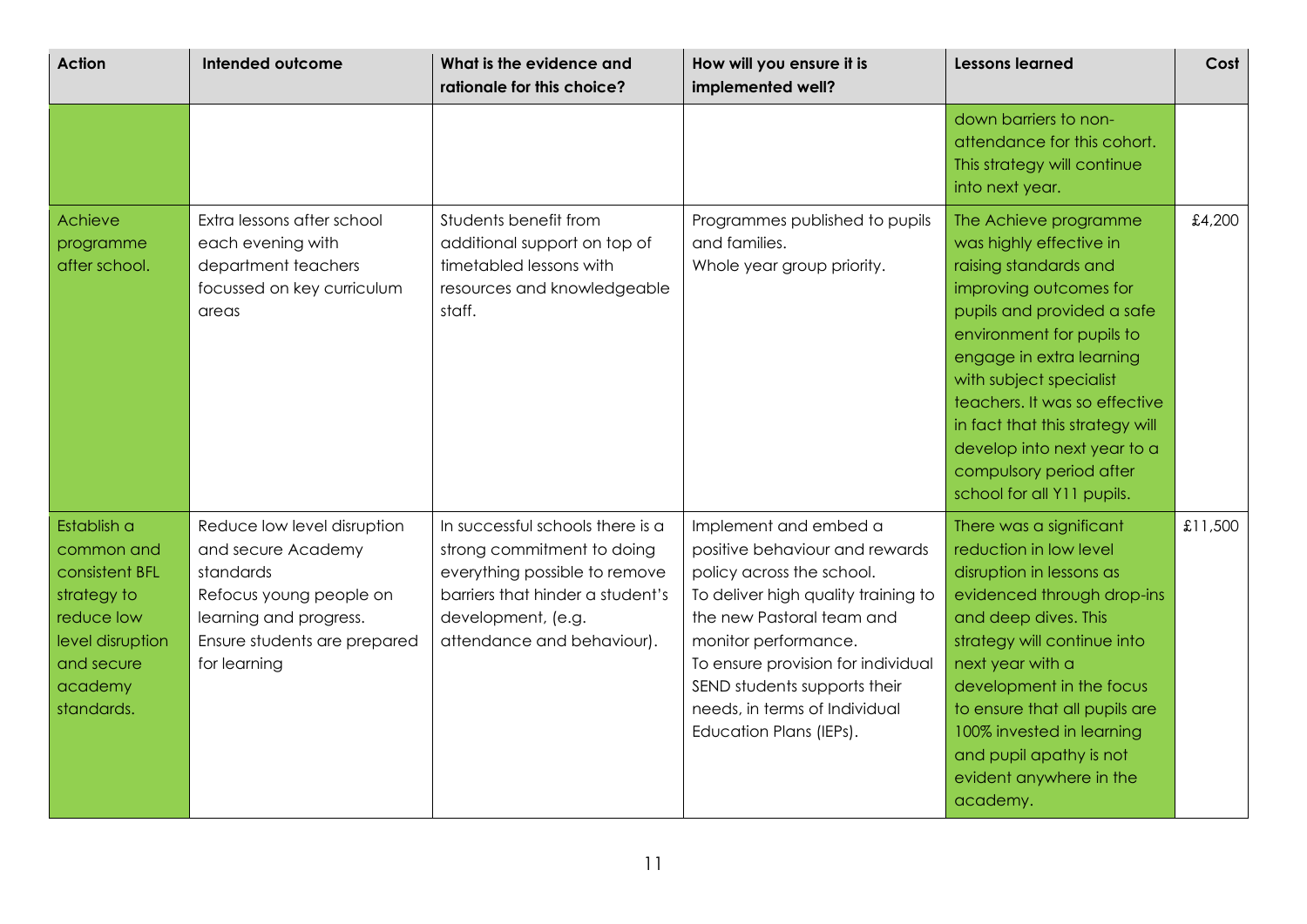| Action | Intended outcome | What is the evidence and rationale for this choice? | How will you ensure it is implemented well? | Lessons learned | Cost |
|---|---|---|---|---|---|
| | | | | down barriers to non-attendance for this cohort. This strategy will continue into next year. | |
| Achieve programme after school. | Extra lessons after school each evening with department teachers focussed on key curriculum areas | Students benefit from additional support on top of timetabled lessons with resources and knowledgeable staff. | Programmes published to pupils and families.<br>Whole year group priority. | The Achieve programme was highly effective in raising standards and improving outcomes for pupils and provided a safe environment for pupils to engage in extra learning with subject specialist teachers. It was so effective in fact that this strategy will develop into next year to a compulsory period after school for all Y11 pupils. | £4,200 |
| Establish a common and consistent BFL strategy to reduce low level disruption and secure academy standards. | Reduce low level disruption and secure Academy standards<br>Refocus young people on learning and progress.<br>Ensure students are prepared for learning | In successful schools there is a strong commitment to doing everything possible to remove barriers that hinder a student's development, (e.g. attendance and behaviour). | Implement and embed a positive behaviour and rewards policy across the school.<br>To deliver high quality training to the new Pastoral team and monitor performance.<br>To ensure provision for individual SEND students supports their needs, in terms of Individual Education Plans (IEPs). | There was a significant reduction in low level disruption in lessons as evidenced through drop-ins and deep dives. This strategy will continue into next year with a development in the focus to ensure that all pupils are 100% invested in learning and pupil apathy is not evident anywhere in the academy. | £11,500 |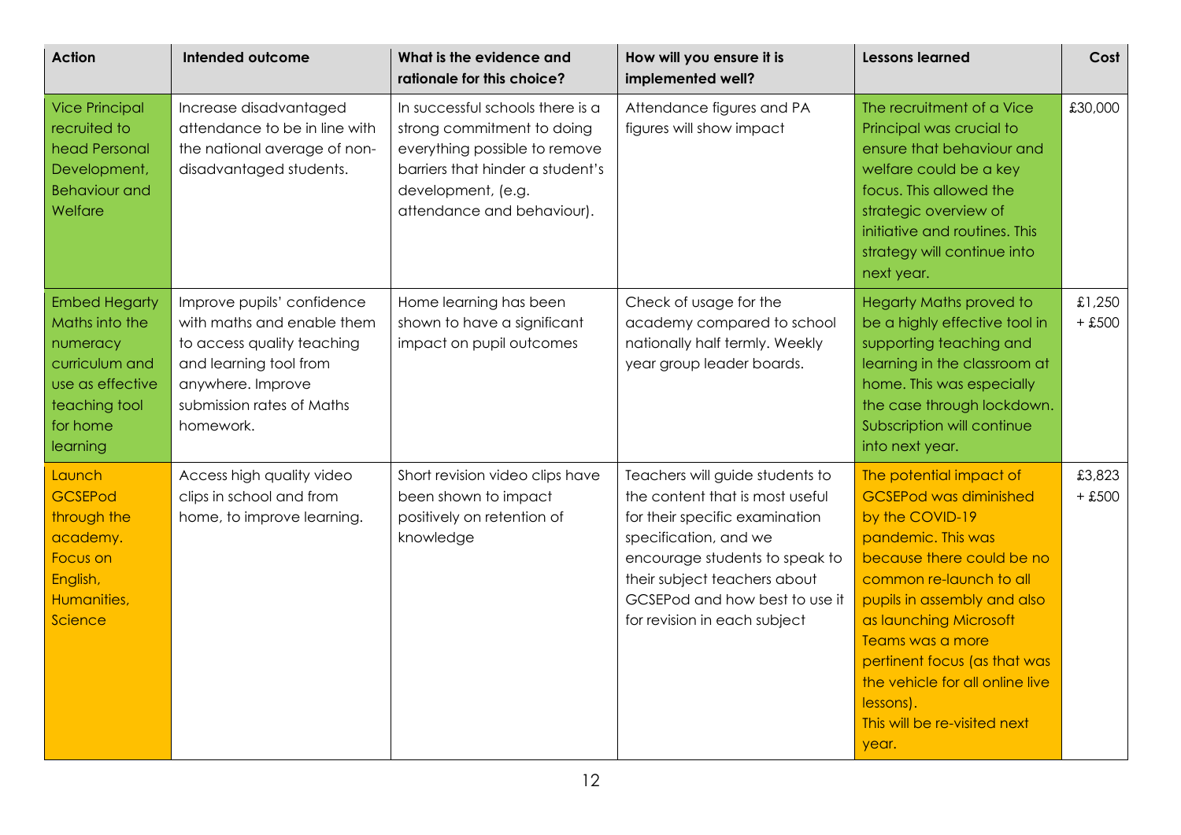| Action | Intended outcome | What is the evidence and rationale for this choice? | How will you ensure it is implemented well? | Lessons learned | Cost |
|---|---|---|---|---|---|
| Vice Principal recruited to head Personal Development, Behaviour and Welfare | Increase disadvantaged attendance to be in line with the national average of non-disadvantaged students. | In successful schools there is a strong commitment to doing everything possible to remove barriers that hinder a student's development, (e.g. attendance and behaviour). | Attendance figures and PA figures will show impact | The recruitment of a Vice Principal was crucial to ensure that behaviour and welfare could be a key focus. This allowed the strategic overview of initiative and routines. This strategy will continue into next year. | £30,000 |
| Embed Hegarty Maths into the numeracy curriculum and use as effective teaching tool for home learning | Improve pupils' confidence with maths and enable them to access quality teaching and learning tool from anywhere. Improve submission rates of Maths homework. | Home learning has been shown to have a significant impact on pupil outcomes | Check of usage for the academy compared to school nationally half termly. Weekly year group leader boards. | Hegarty Maths proved to be a highly effective tool in supporting teaching and learning in the classroom at home. This was especially the case through lockdown. Subscription will continue into next year. | £1,250 + £500 |
| Launch GCSEPod through the academy. Focus on English, Humanities, Science | Access high quality video clips in school and from home, to improve learning. | Short revision video clips have been shown to impact positively on retention of knowledge | Teachers will guide students to the content that is most useful for their specific examination specification, and we encourage students to speak to their subject teachers about GCSEPod and how best to use it for revision in each subject | The potential impact of GCSEPod was diminished by the COVID-19 pandemic. This was because there could be no common re-launch to all pupils in assembly and also as launching Microsoft Teams was a more pertinent focus (as that was the vehicle for all online live lessons). This will be re-visited next year. | £3,823 + £500 |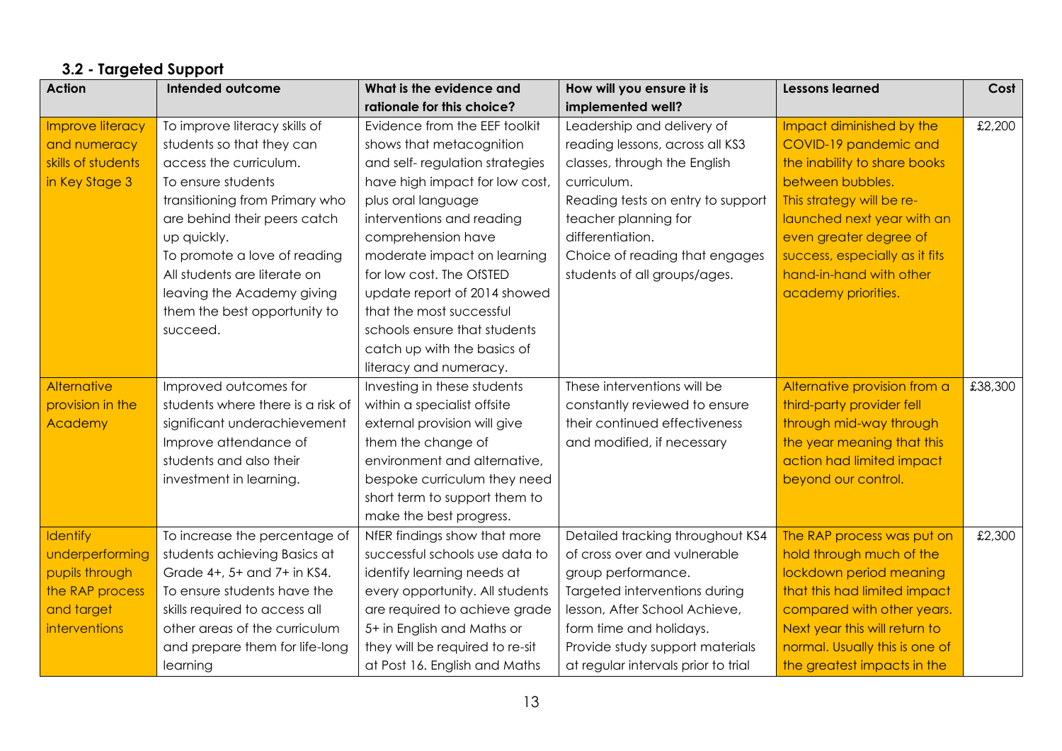### 3.2 - Targeted Support

| Action | Intended outcome | What is the evidence and rationale for this choice? | How will you ensure it is implemented well? | Lessons learned | Cost |
|---|---|---|---|---|---|
| Improve literacy and numeracy skills of students in Key Stage 3 | To improve literacy skills of students so that they can access the curriculum. To ensure students transitioning from Primary who are behind their peers catch up quickly. To promote a love of reading All students are literate on leaving the Academy giving them the best opportunity to succeed. | Evidence from the EEF toolkit shows that metacognition and self- regulation strategies have high impact for low cost, plus oral language interventions and reading comprehension have moderate impact on learning for low cost. The OfSTED update report of 2014 showed that the most successful schools ensure that students catch up with the basics of literacy and numeracy. | Leadership and delivery of reading lessons, across all KS3 classes, through the English curriculum. Reading tests on entry to support teacher planning for differentiation. Choice of reading that engages students of all groups/ages. | Impact diminished by the COVID-19 pandemic and the inability to share books between bubbles. This strategy will be re-launched next year with an even greater degree of success, especially as it fits hand-in-hand with other academy priorities. | £2,200 |
| Alternative provision in the Academy | Improved outcomes for students where there is a risk of significant underachievement Improve attendance of students and also their investment in learning. | Investing in these students within a specialist offsite external provision will give them the change of environment and alternative, bespoke curriculum they need short term to support them to make the best progress. | These interventions will be constantly reviewed to ensure their continued effectiveness and modified, if necessary | Alternative provision from a third-party provider fell through mid-way through the year meaning that this action had limited impact beyond our control. | £38,300 |
| Identify underperforming pupils through the RAP process and target interventions | To increase the percentage of students achieving Basics at Grade 4+, 5+ and 7+ in KS4. To ensure students have the skills required to access all other areas of the curriculum and prepare them for life-long learning | NfER findings show that more successful schools use data to identify learning needs at every opportunity. All students are required to achieve grade 5+ in English and Maths or they will be required to re-sit at Post 16. English and Maths | Detailed tracking throughout KS4 of cross over and vulnerable group performance. Targeted interventions during lesson, After School Achieve, form time and holidays. Provide study support materials at regular intervals prior to trial | The RAP process was put on hold through much of the lockdown period meaning that this had limited impact compared with other years. Next year this will return to normal. Usually this is one of the greatest impacts in the | £2,300 |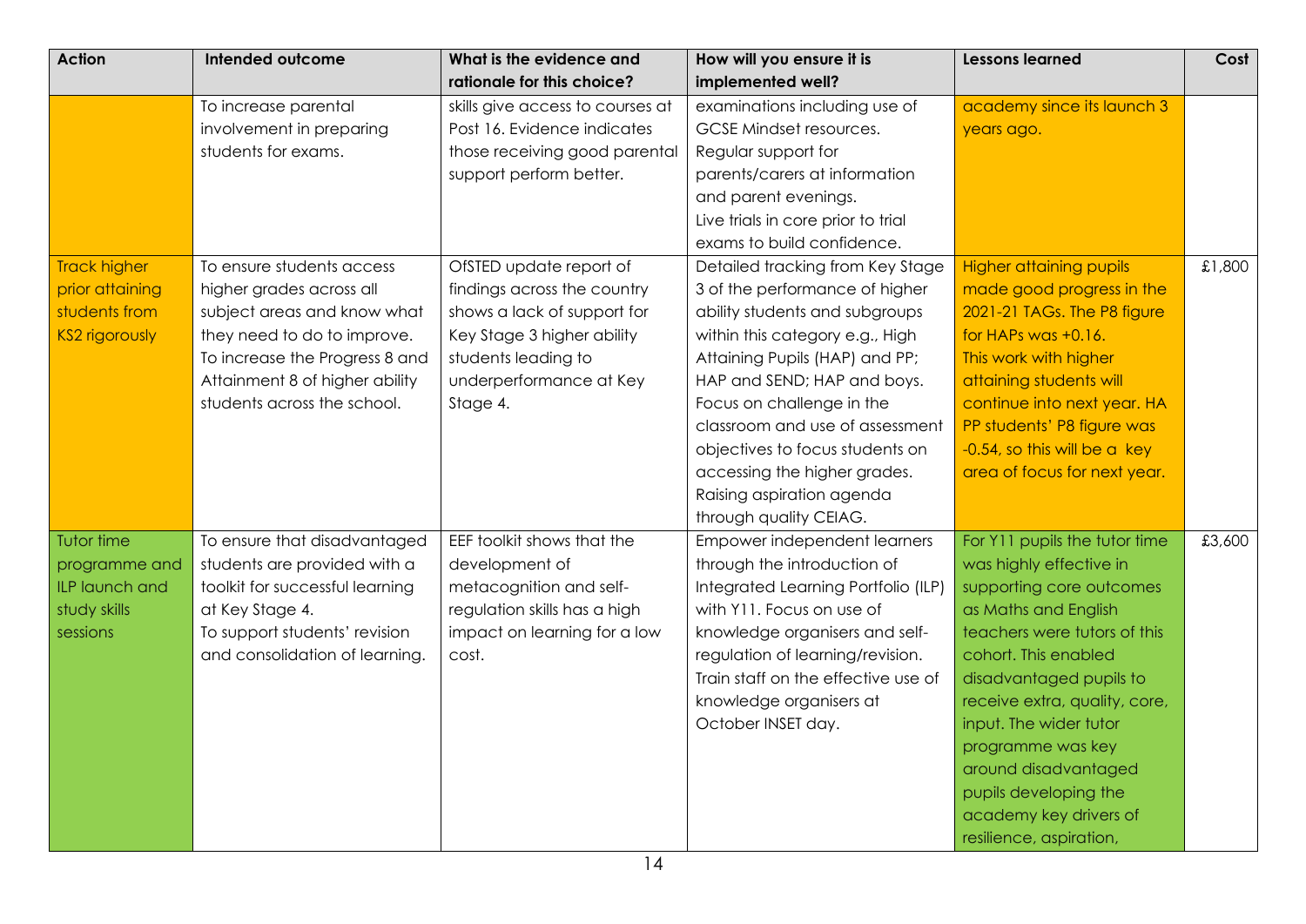| Action | Intended outcome | What is the evidence and rationale for this choice? | How will you ensure it is implemented well? | Lessons learned | Cost |
|---|---|---|---|---|---|
| | To increase parental involvement in preparing students for exams. | skills give access to courses at Post 16. Evidence indicates those receiving good parental support perform better. | examinations including use of GCSE Mindset resources. Regular support for parents/carers at information and parent evenings. Live trials in core prior to trial exams to build confidence. | academy since its launch 3 years ago. | |
| Track higher prior attaining students from KS2 rigorously | To ensure students access higher grades across all subject areas and know what they need to do to improve. To increase the Progress 8 and Attainment 8 of higher ability students across the school. | OfSTED update report of findings across the country shows a lack of support for Key Stage 3 higher ability students leading to underperformance at Key Stage 4. | Detailed tracking from Key Stage 3 of the performance of higher ability students and subgroups within this category e.g., High Attaining Pupils (HAP) and PP; HAP and SEND; HAP and boys. Focus on challenge in the classroom and use of assessment objectives to focus students on accessing the higher grades. Raising aspiration agenda through quality CEIAG. | Higher attaining pupils made good progress in the 2021-21 TAGs. The P8 figure for HAPs was +0.16. This work with higher attaining students will continue into next year. HA PP students' P8 figure was -0.54, so this will be a key area of focus for next year. | £1,800 |
| Tutor time programme and ILP launch and study skills sessions | To ensure that disadvantaged students are provided with a toolkit for successful learning at Key Stage 4. To support students' revision and consolidation of learning. | EEF toolkit shows that the development of metacognition and self-regulation skills has a high impact on learning for a low cost. | Empower independent learners through the introduction of Integrated Learning Portfolio (ILP) with Y11. Focus on use of knowledge organisers and self-regulation of learning/revision. Train staff on the effective use of knowledge organisers at October INSET day. | For Y11 pupils the tutor time was highly effective in supporting core outcomes as Maths and English teachers were tutors of this cohort. This enabled disadvantaged pupils to receive extra, quality, core, input. The wider tutor programme was key around disadvantaged pupils developing the academy key drivers of resilience, aspiration, | £3,600 |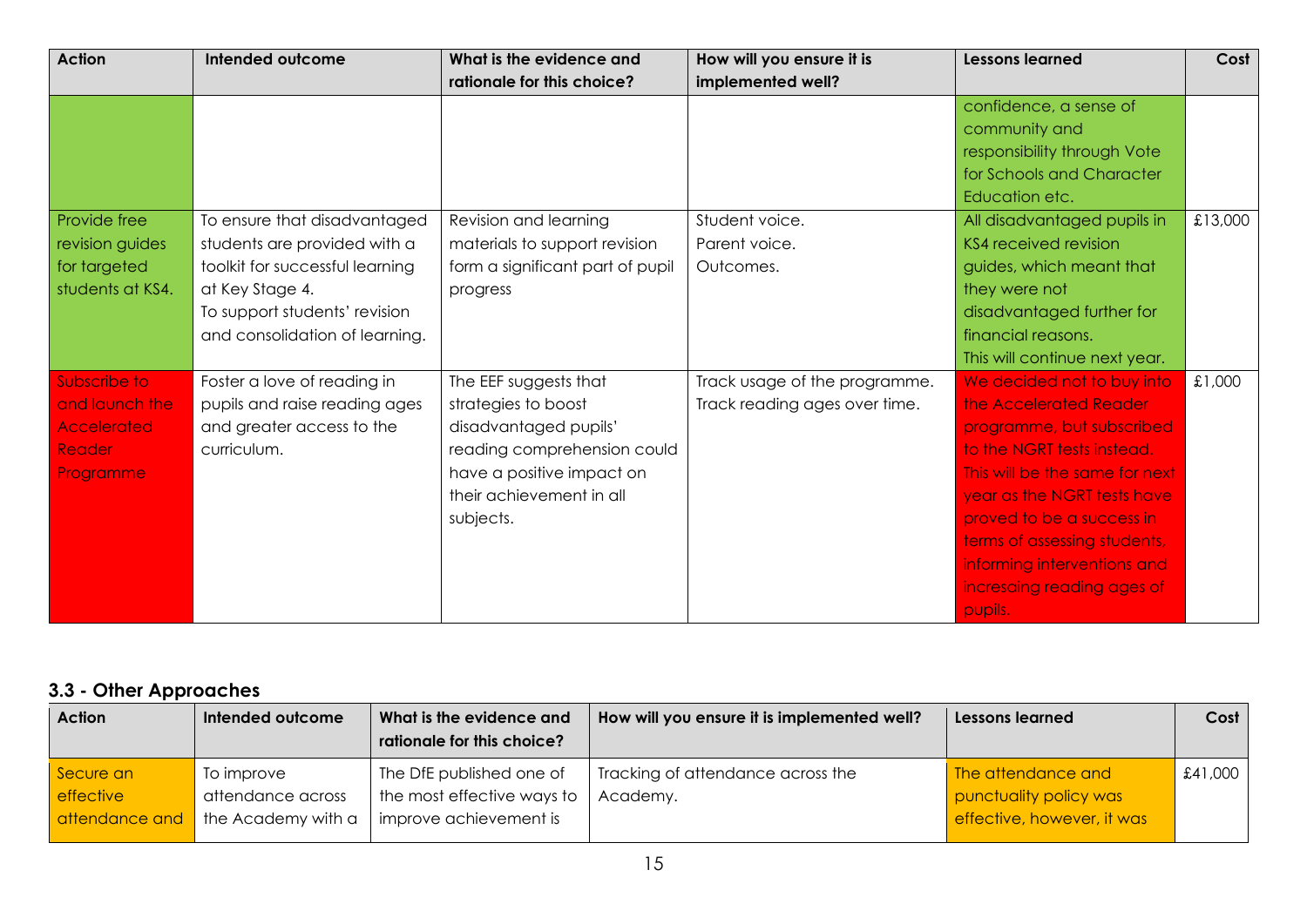| Action | Intended outcome | What is the evidence and rationale for this choice? | How will you ensure it is implemented well? | Lessons learned | Cost |
|---|---|---|---|---|---|
| | | | | confidence, a sense of community and responsibility through Vote for Schools and Character Education etc. | |
| Provide free revision guides for targeted students at KS4. | To ensure that disadvantaged students are provided with a toolkit for successful learning at Key Stage 4.<br>To support students' revision and consolidation of learning. | Revision and learning materials to support revision form a significant part of pupil progress | Student voice.<br>Parent voice.<br>Outcomes. | All disadvantaged pupils in KS4 received revision guides, which meant that they were not disadvantaged further for financial reasons.<br>This will continue next year. | £13,000 |
| Subscribe to and launch the Accelerated Reader Programme | Foster a love of reading in pupils and raise reading ages and greater access to the curriculum. | The EEF suggests that strategies to boost disadvantaged pupils' reading comprehension could have a positive impact on their achievement in all subjects. | Track usage of the programme.<br>Track reading ages over time. | We decided not to buy into the Accelerated Reader programme, but subscribed to the NGRT tests instead.<br>This will be the same for next year as the NGRT tests have proved to be a success in terms of assessing students, informing interventions and increasing reading ages of pupils. | £1,000 |

### 3.3 - Other Approaches

| Action | Intended outcome | What is the evidence and rationale for this choice? | How will you ensure it is implemented well? | Lessons learned | Cost |
|---|---|---|---|---|---|
| Secure an effective attendance and | To improve attendance across the Academy with a | The DfE published one of the most effective ways to improve achievement is | Tracking of attendance across the Academy. | The attendance and punctuality policy was effective, however, it was | £41,000 |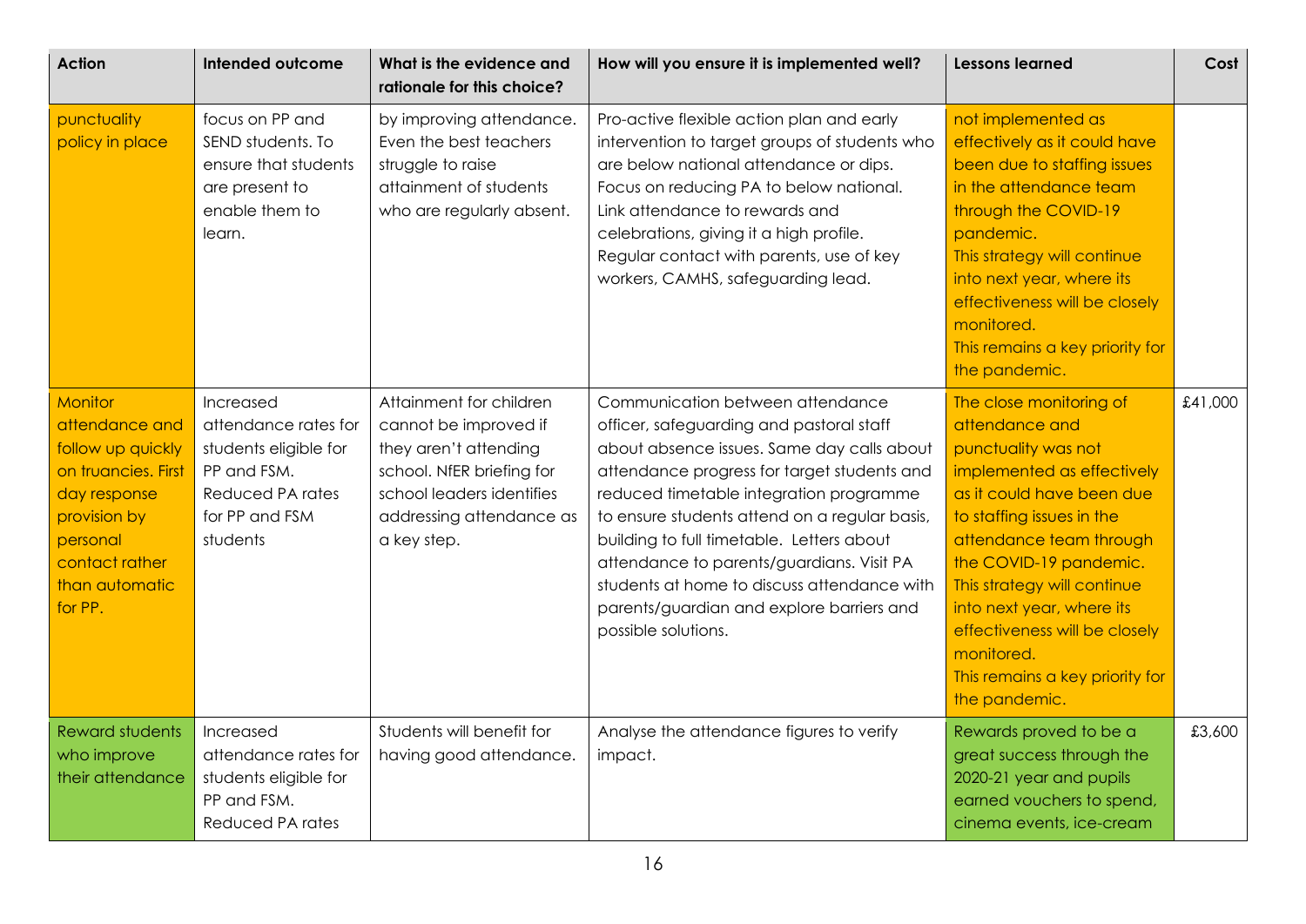| Action | Intended outcome | What is the evidence and rationale for this choice? | How will you ensure it is implemented well? | Lessons learned | Cost |
|---|---|---|---|---|---|
| punctuality policy in place | focus on PP and SEND students. To ensure that students are present to enable them to learn. | by improving attendance. Even the best teachers struggle to raise attainment of students who are regularly absent. | Pro-active flexible action plan and early intervention to target groups of students who are below national attendance or dips. Focus on reducing PA to below national. Link attendance to rewards and celebrations, giving it a high profile. Regular contact with parents, use of key workers, CAMHS, safeguarding lead. | not implemented as effectively as it could have been due to staffing issues in the attendance team through the COVID-19 pandemic. This strategy will continue into next year, where its effectiveness will be closely monitored. This remains a key priority for the pandemic. | |
| Monitor attendance and follow up quickly on truancies. First day response provision by personal contact rather than automatic for PP. | Increased attendance rates for students eligible for PP and FSM. Reduced PA rates for PP and FSM students | Attainment for children cannot be improved if they aren't attending school. NfER briefing for school leaders identifies addressing attendance as a key step. | Communication between attendance officer, safeguarding and pastoral staff about absence issues. Same day calls about attendance progress for target students and reduced timetable integration programme to ensure students attend on a regular basis, building to full timetable. Letters about attendance to parents/guardians. Visit PA students at home to discuss attendance with parents/guardian and explore barriers and possible solutions. | The close monitoring of attendance and punctuality was not implemented as effectively as it could have been due to staffing issues in the attendance team through the COVID-19 pandemic. This strategy will continue into next year, where its effectiveness will be closely monitored. This remains a key priority for the pandemic. | £41,000 |
| Reward students who improve their attendance | Increased attendance rates for students eligible for PP and FSM. Reduced PA rates | Students will benefit for having good attendance. | Analyse the attendance figures to verify impact. | Rewards proved to be a great success through the 2020-21 year and pupils earned vouchers to spend, cinema events, ice-cream | £3,600 |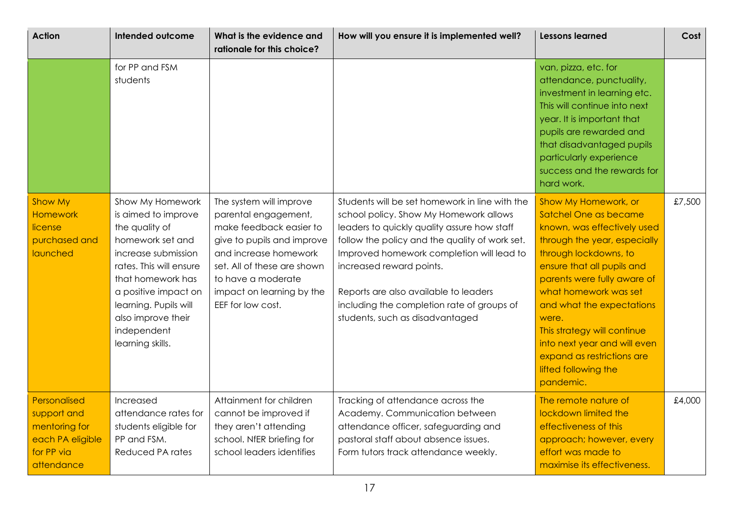| Action | Intended outcome | What is the evidence and rationale for this choice? | How will you ensure it is implemented well? | Lessons learned | Cost |
|---|---|---|---|---|---|
| | for PP and FSM students | | | van, pizza, etc. for attendance, punctuality, investment in learning etc. This will continue into next year. It is important that pupils are rewarded and that disadvantaged pupils particularly experience success and the rewards for hard work. | |
| Show My Homework license purchased and launched | Show My Homework is aimed to improve the quality of homework set and increase submission rates. This will ensure that homework has a positive impact on learning. Pupils will also improve their independent learning skills. | The system will improve parental engagement, make feedback easier to give to pupils and improve and increase homework set. All of these are shown to have a moderate impact on learning by the EEF for low cost. | Students will be set homework in line with the school policy. Show My Homework allows leaders to quickly quality assure how staff follow the policy and the quality of work set. Improved homework completion will lead to increased reward points.<br><br>Reports are also available to leaders including the completion rate of groups of students, such as disadvantaged | Show My Homework, or Satchel One as became known, was effectively used through the year, especially through lockdowns, to ensure that all pupils and parents were fully aware of what homework was set and what the expectations were.<br>This strategy will continue into next year and will even expand as restrictions are lifted following the pandemic. | £7,500 |
| Personalised support and mentoring for each PA eligible for PP via attendance | Increased attendance rates for students eligible for PP and FSM. Reduced PA rates | Attainment for children cannot be improved if they aren't attending school. NfER briefing for school leaders identifies | Tracking of attendance across the Academy. Communication between attendance officer, safeguarding and pastoral staff about absence issues. Form tutors track attendance weekly. | The remote nature of lockdown limited the effectiveness of this approach; however, every effort was made to maximise its effectiveness. | £4,000 |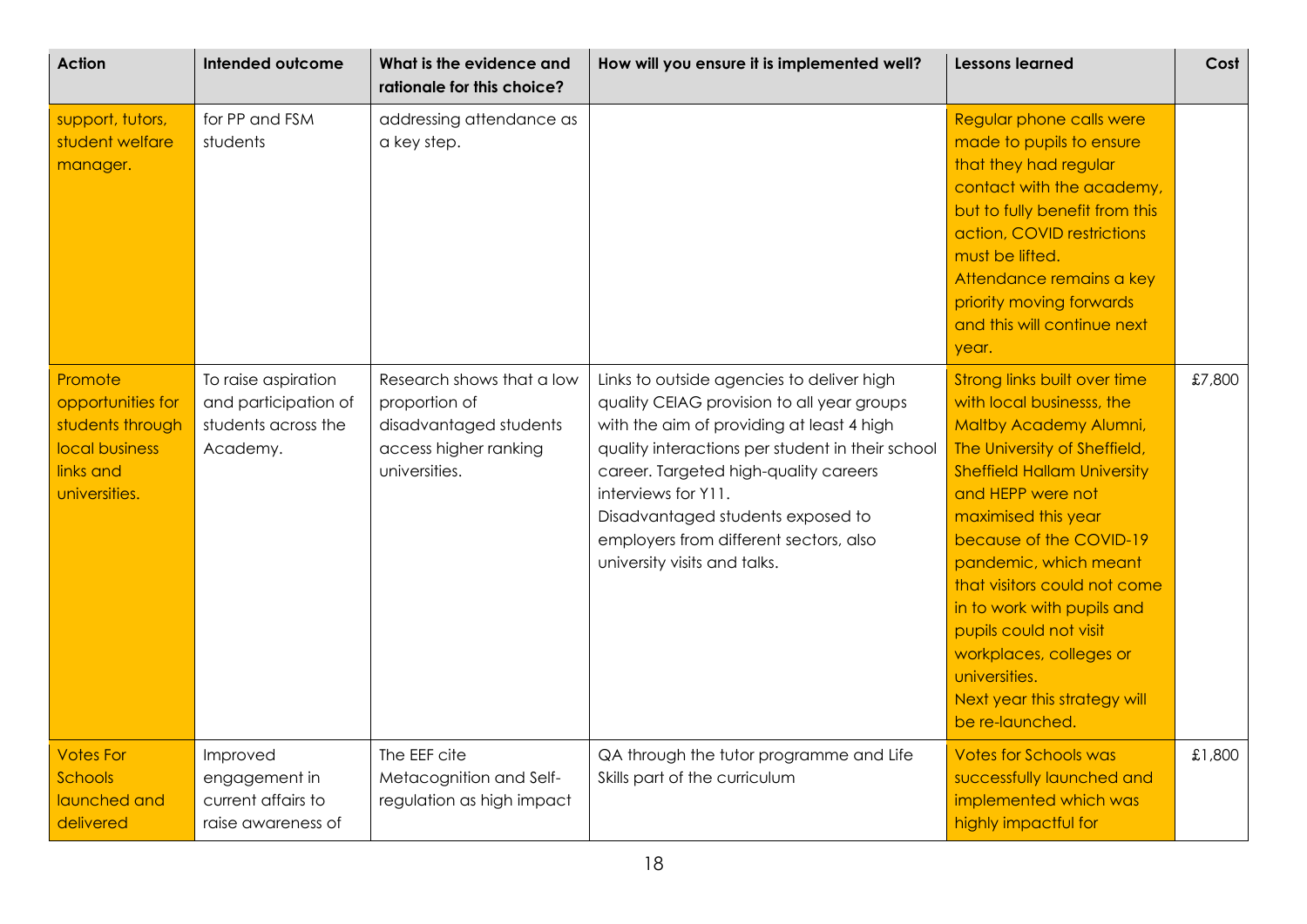| Action | Intended outcome | What is the evidence and rationale for this choice? | How will you ensure it is implemented well? | Lessons learned | Cost |
|---|---|---|---|---|---|
| support, tutors, student welfare manager. | for PP and FSM students | addressing attendance as a key step. | | Regular phone calls were made to pupils to ensure that they had regular contact with the academy, but to fully benefit from this action, COVID restrictions must be lifted.<br>Attendance remains a key priority moving forwards and this will continue next year. | |
| Promote opportunities for students through local business links and universities. | To raise aspiration and participation of students across the Academy. | Research shows that a low proportion of disadvantaged students access higher ranking universities. | Links to outside agencies to deliver high quality CEIAG provision to all year groups with the aim of providing at least 4 high quality interactions per student in their school career. Targeted high-quality careers interviews for Y11.<br>Disadvantaged students exposed to employers from different sectors, also university visits and talks. | Strong links built over time with local businesss, the Maltby Academy Alumni, The University of Sheffield, Sheffield Hallam University and HEPP were not maximised this year because of the COVID-19 pandemic, which meant that visitors could not come in to work with pupils and pupils could not visit workplaces, colleges or universities.<br>Next year this strategy will be re-launched. | £7,800 |
| Votes For Schools launched and delivered | Improved engagement in current affairs to raise awareness of | The EEF cite Metacognition and Self-regulation as high impact | QA through the tutor programme and Life Skills part of the curriculum | Votes for Schools was successfully launched and implemented which was highly impactful for | £1,800 |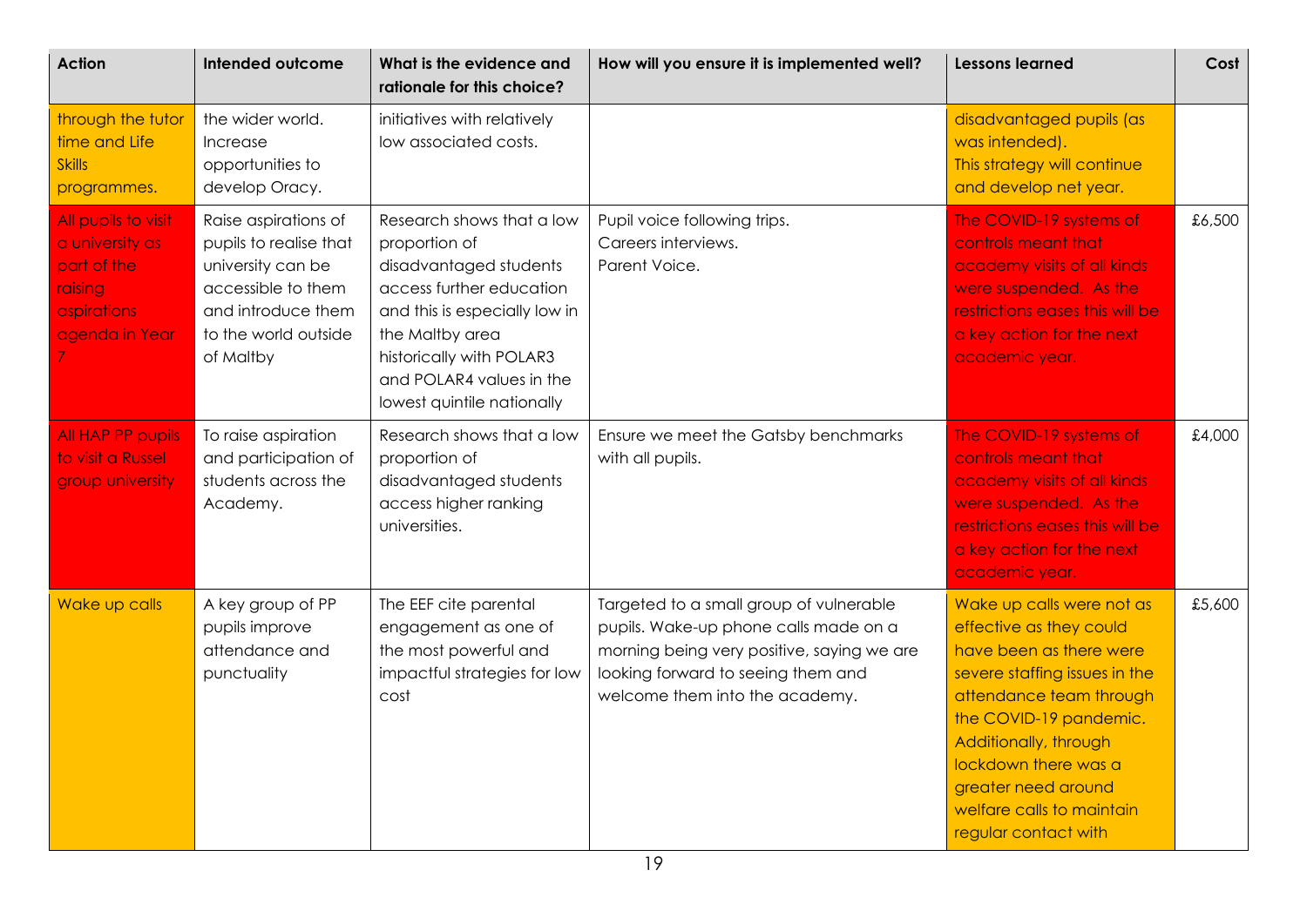| Action | Intended outcome | What is the evidence and rationale for this choice? | How will you ensure it is implemented well? | Lessons learned | Cost |
|---|---|---|---|---|---|
| through the tutor time and Life Skills programmes. | the wider world. Increase opportunities to develop Oracy. | initiatives with relatively low associated costs. | | disadvantaged pupils (as was intended). This strategy will continue and develop net year. | |
| All pupils to visit a university as part of the raising aspirations agenda in Year 7 | Raise aspirations of pupils to realise that university can be accessible to them and introduce them to the world outside of Maltby | Research shows that a low proportion of disadvantaged students access further education and this is especially low in the Maltby area historically with POLAR3 and POLAR4 values in the lowest quintile nationally | Pupil voice following trips. Careers interviews. Parent Voice. | The COVID-19 systems of controls meant that academy visits of all kinds were suspended. As the restrictions eases this will be a key action for the next academic year. | £6,500 |
| All HAP PP pupils to visit a Russel group university | To raise aspiration and participation of students across the Academy. | Research shows that a low proportion of disadvantaged students access higher ranking universities. | Ensure we meet the Gatsby benchmarks with all pupils. | The COVID-19 systems of controls meant that academy visits of all kinds were suspended. As the restrictions eases this will be a key action for the next academic year. | £4,000 |
| Wake up calls | A key group of PP pupils improve attendance and punctuality | The EEF cite parental engagement as one of the most powerful and impactful strategies for low cost | Targeted to a small group of vulnerable pupils. Wake-up phone calls made on a morning being very positive, saying we are looking forward to seeing them and welcome them into the academy. | Wake up calls were not as effective as they could have been as there were severe staffing issues in the attendance team through the COVID-19 pandemic. Additionally, through lockdown there was a greater need around welfare calls to maintain regular contact with | £5,600 |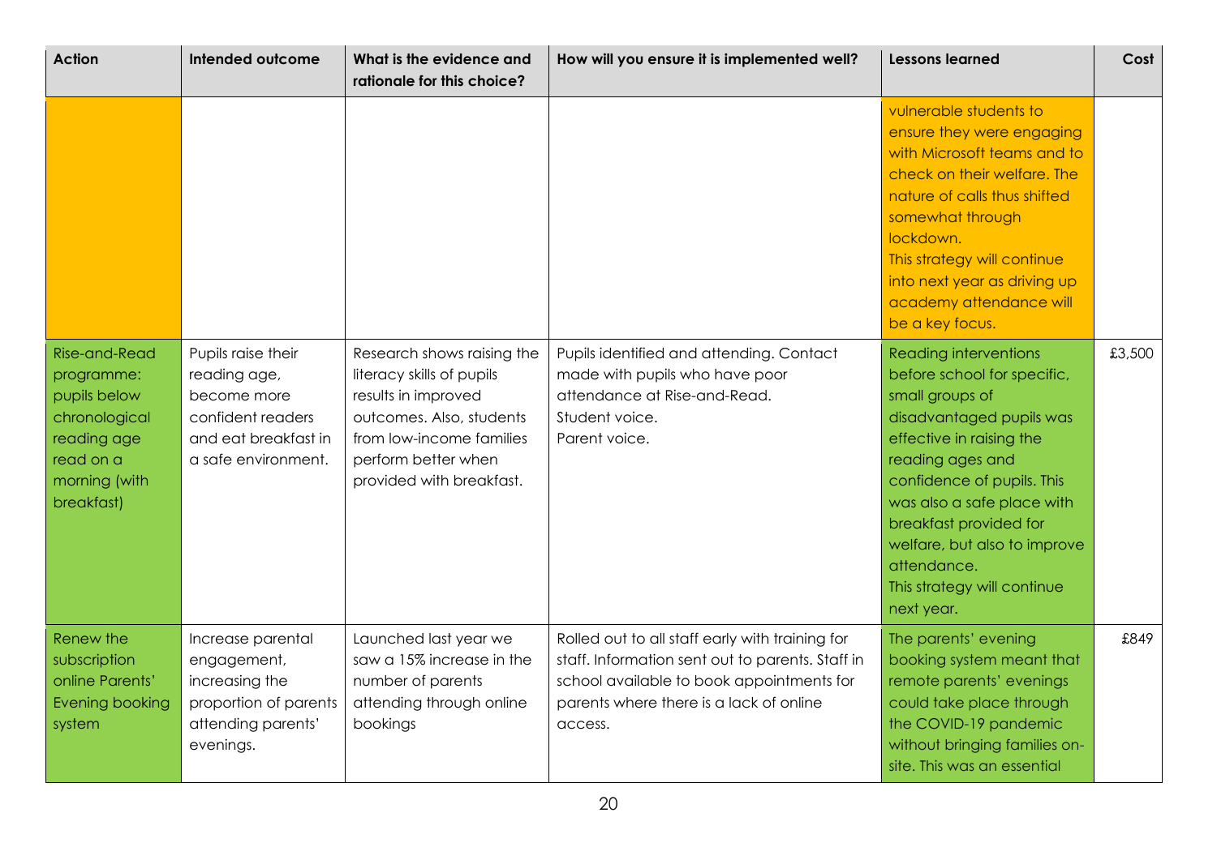| Action | Intended outcome | What is the evidence and rationale for this choice? | How will you ensure it is implemented well? | Lessons learned | Cost |
|---|---|---|---|---|---|
| | | | | vulnerable students to ensure they were engaging with Microsoft teams and to check on their welfare. The nature of calls thus shifted somewhat through lockdown.<br>This strategy will continue into next year as driving up academy attendance will be a key focus. | |
| Rise-and-Read programme: pupils below chronological reading age read on a morning (with breakfast) | Pupils raise their reading age, become more confident readers and eat breakfast in a safe environment. | Research shows raising the literacy skills of pupils results in improved outcomes. Also, students from low-income families perform better when provided with breakfast. | Pupils identified and attending. Contact made with pupils who have poor attendance at Rise-and-Read.<br>Student voice.<br>Parent voice. | Reading interventions before school for specific, small groups of disadvantaged pupils was effective in raising the reading ages and confidence of pupils. This was also a safe place with breakfast provided for welfare, but also to improve attendance.<br>This strategy will continue next year. | £3,500 |
| Renew the subscription online Parents' Evening booking system | Increase parental engagement, increasing the proportion of parents attending parents' evenings. | Launched last year we saw a 15% increase in the number of parents attending through online bookings | Rolled out to all staff early with training for staff. Information sent out to parents. Staff in school available to book appointments for parents where there is a lack of online access. | The parents' evening booking system meant that remote parents' evenings could take place through the COVID-19 pandemic without bringing families on-site. This was an essential | £849 |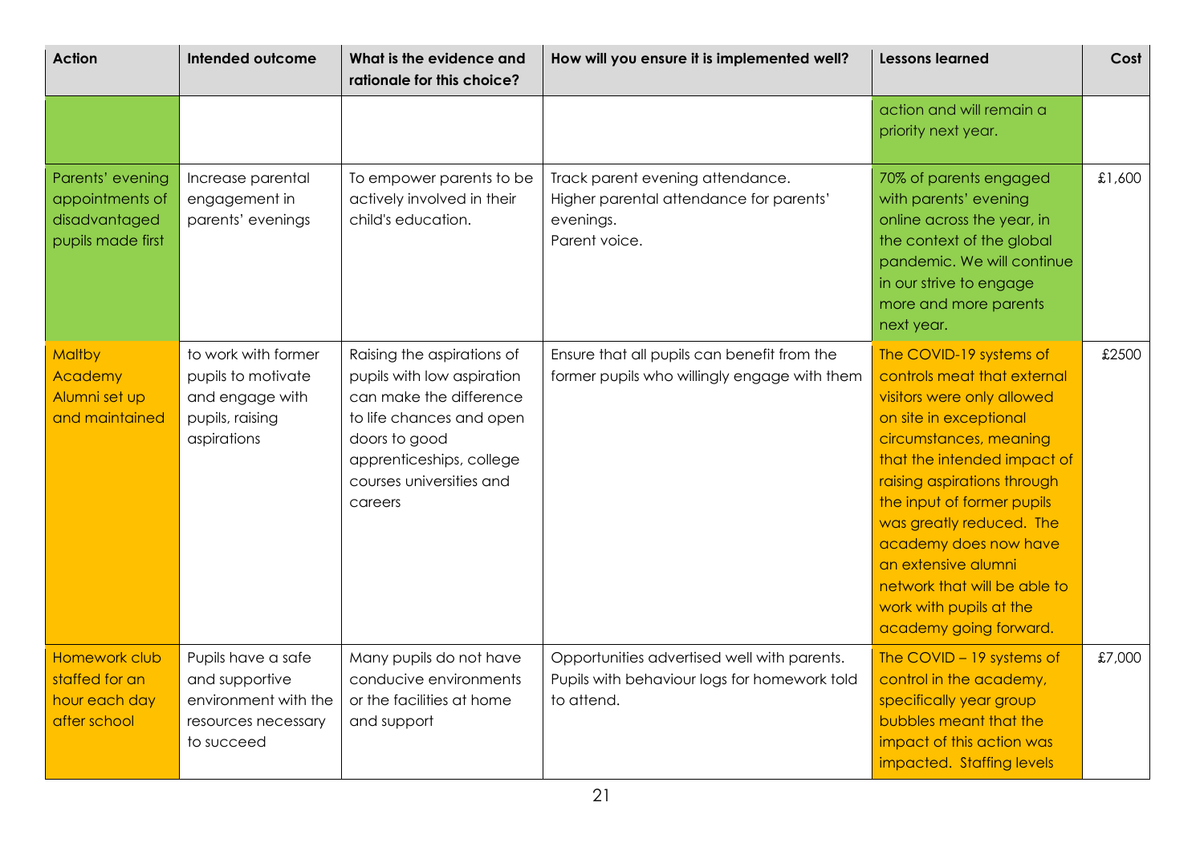| Action | Intended outcome | What is the evidence and rationale for this choice? | How will you ensure it is implemented well? | Lessons learned | Cost |
|---|---|---|---|---|---|
| | | | | action and will remain a priority next year. | |
| Parents' evening appointments of disadvantaged pupils made first | Increase parental engagement in parents' evenings | To empower parents to be actively involved in their child's education. | Track parent evening attendance.<br>Higher parental attendance for parents' evenings.<br>Parent voice. | 70% of parents engaged with parents' evening online across the year, in the context of the global pandemic. We will continue in our strive to engage more and more parents next year. | £1,600 |
| Maltby Academy Alumni set up and maintained | to work with former pupils to motivate and engage with pupils, raising aspirations | Raising the aspirations of pupils with low aspiration can make the difference to life chances and open doors to good apprenticeships, college courses universities and careers | Ensure that all pupils can benefit from the former pupils who willingly engage with them | The COVID-19 systems of controls meat that external visitors were only allowed on site in exceptional circumstances, meaning that the intended impact of raising aspirations through the input of former pupils was greatly reduced. The academy does now have an extensive alumni network that will be able to work with pupils at the academy going forward. | £2500 |
| Homework club staffed for an hour each day after school | Pupils have a safe and supportive environment with the resources necessary to succeed | Many pupils do not have conducive environments or the facilities at home and support | Opportunities advertised well with parents.<br>Pupils with behaviour logs for homework told to attend. | The COVID – 19 systems of control in the academy, specifically year group bubbles meant that the impact of this action was impacted. Staffing levels | £7,000 |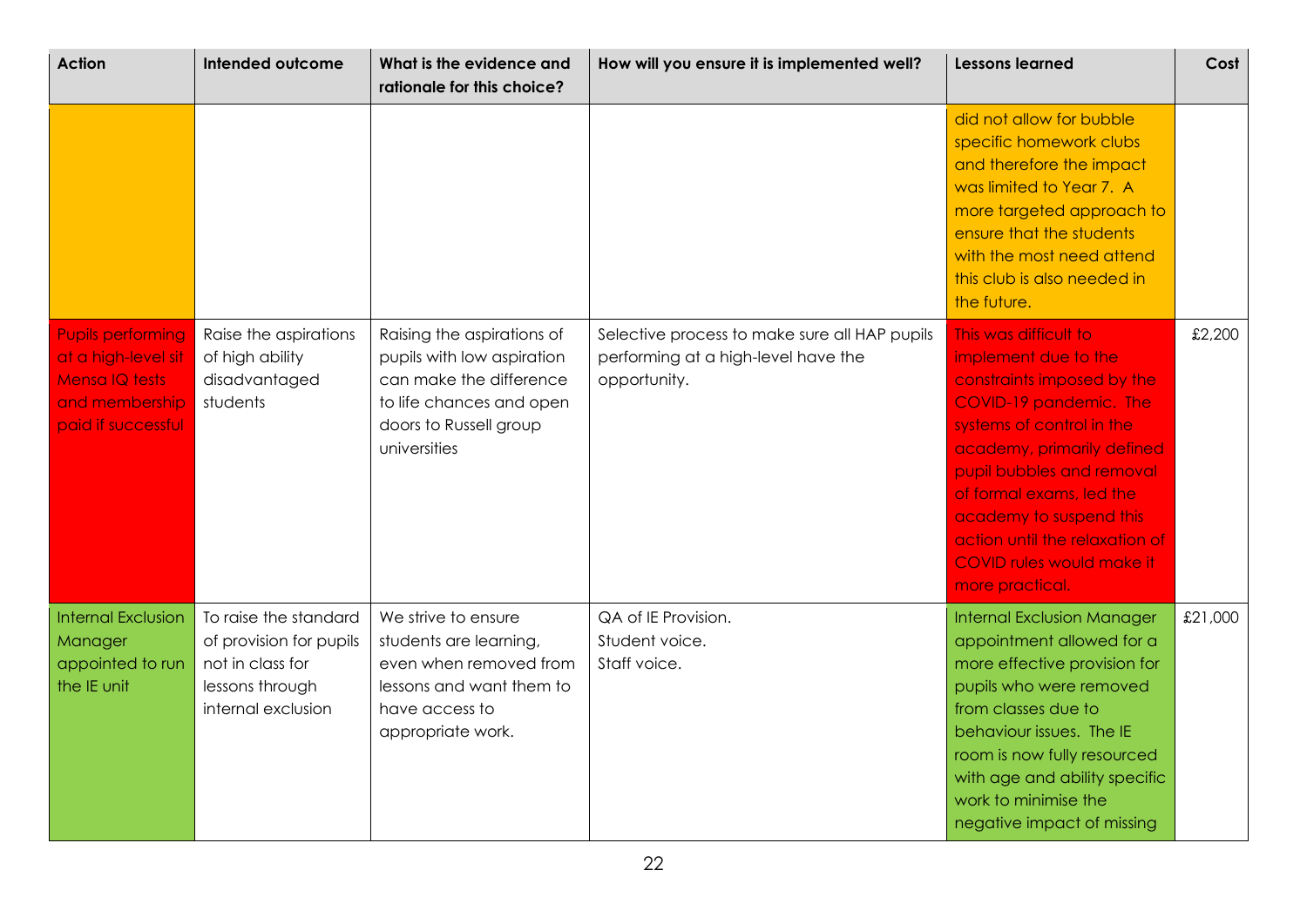| Action | Intended outcome | What is the evidence and rationale for this choice? | How will you ensure it is implemented well? | Lessons learned | Cost |
|---|---|---|---|---|---|
| | | | | did not allow for bubble specific homework clubs and therefore the impact was limited to Year 7. A more targeted approach to ensure that the students with the most need attend this club is also needed in the future. | |
| Pupils performing at a high-level sit Mensa IQ tests and membership paid if successful | Raise the aspirations of high ability disadvantaged students | Raising the aspirations of pupils with low aspiration can make the difference to life chances and open doors to Russell group universities | Selective process to make sure all HAP pupils performing at a high-level have the opportunity. | This was difficult to implement due to the constraints imposed by the COVID-19 pandemic. The systems of control in the academy, primarily defined pupil bubbles and removal of formal exams, led the academy to suspend this action until the relaxation of COVID rules would make it more practical. | £2,200 |
| Internal Exclusion Manager appointed to run the IE unit | To raise the standard of provision for pupils not in class for lessons through internal exclusion | We strive to ensure students are learning, even when removed from lessons and want them to have access to appropriate work. | QA of IE Provision.<br>Student voice.<br>Staff voice. | Internal Exclusion Manager appointment allowed for a more effective provision for pupils who were removed from classes due to behaviour issues. The IE room is now fully resourced with age and ability specific work to minimise the negative impact of missing | £21,000 |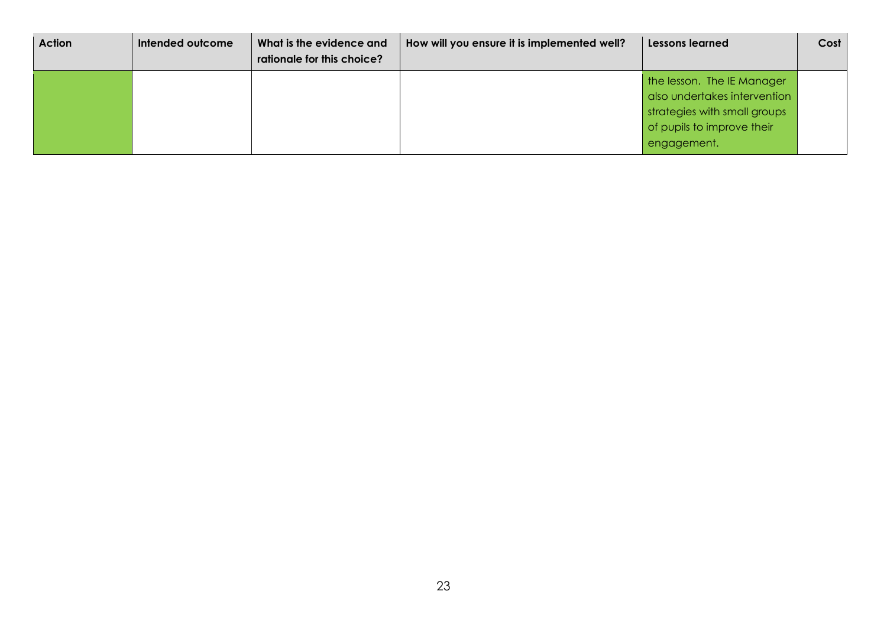| Action | Intended outcome | What is the evidence and rationale for this choice? | How will you ensure it is implemented well? | Lessons learned | Cost |
|---|---|---|---|---|---|
| | | | | the lesson. The IE Manager also undertakes intervention strategies with small groups of pupils to improve their engagement. | |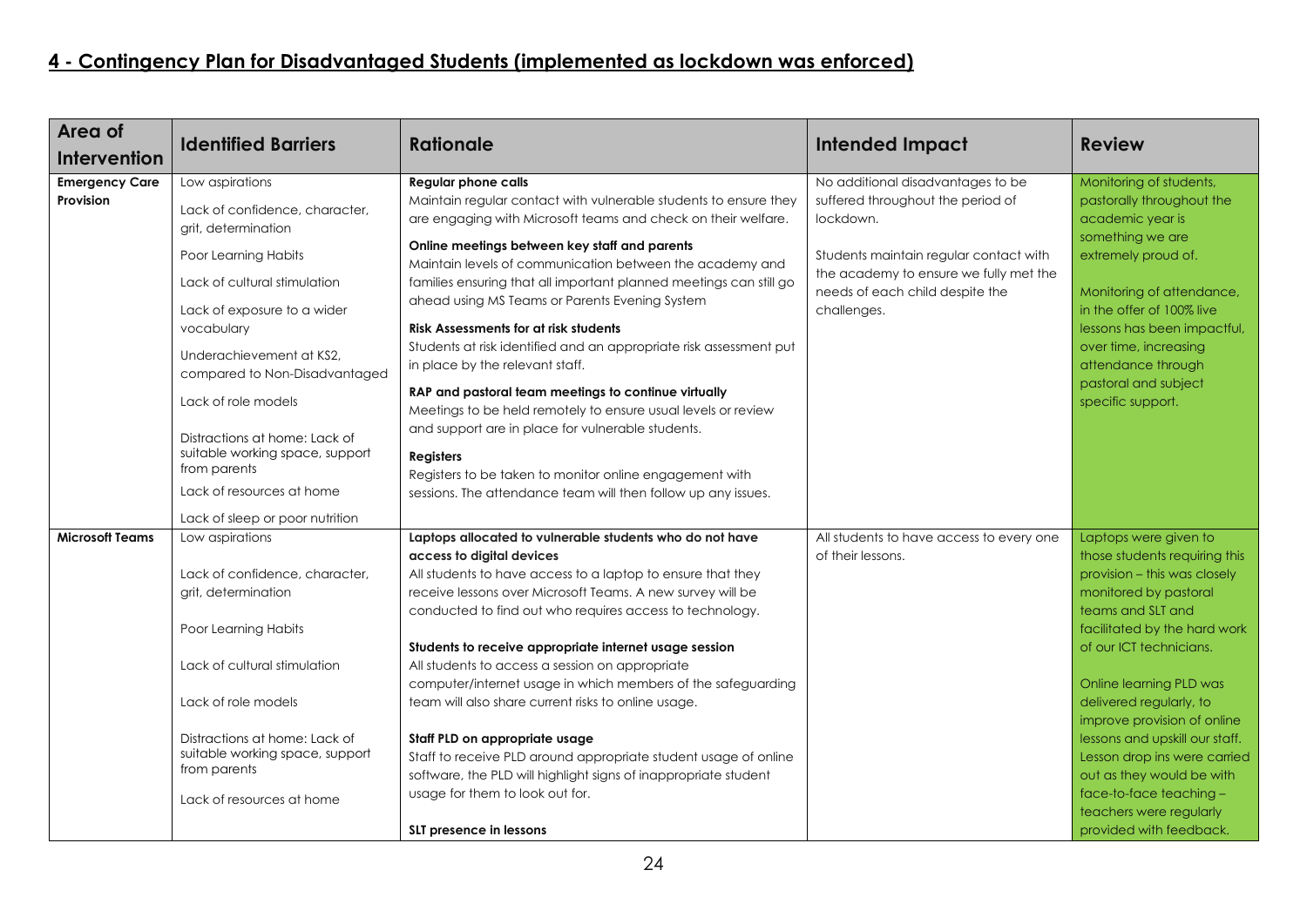## 4 - Contingency Plan for Disadvantaged Students (implemented as lockdown was enforced)

| Area of Intervention | Identified Barriers | Rationale | Intended Impact | Review |
|---|---|---|---|---|
| **Emergency Care Provision** | Low aspirations<br><br>Lack of confidence, character, grit, determination<br><br>Poor Learning Habits<br><br>Lack of cultural stimulation<br><br>Lack of exposure to a wider vocabulary<br><br>Underachievement at KS2, compared to Non-Disadvantaged<br><br>Lack of role models<br><br>Distractions at home: Lack of suitable working space, support from parents<br><br>Lack of resources at home<br><br>Lack of sleep or poor nutrition | **Regular phone calls**<br>Maintain regular contact with vulnerable students to ensure they are engaging with Microsoft teams and check on their welfare.<br><br>**Online meetings between key staff and parents**<br>Maintain levels of communication between the academy and families ensuring that all important planned meetings can still go ahead using MS Teams or Parents Evening System<br><br>**Risk Assessments for at risk students**<br>Students at risk identified and an appropriate risk assessment put in place by the relevant staff.<br><br>**RAP and pastoral team meetings to continue virtually**<br>Meetings to be held remotely to ensure usual levels or review and support are in place for vulnerable students.<br><br>**Registers**<br>Registers to be taken to monitor online engagement with sessions. The attendance team will then follow up any issues. | No additional disadvantages to be suffered throughout the period of lockdown.<br><br>Students maintain regular contact with the academy to ensure we fully met the needs of each child despite the challenges. | Monitoring of students, pastorally throughout the academic year is something we are extremely proud of.<br><br>Monitoring of attendance, in the offer of 100% live lessons has been impactful, over time, increasing attendance through pastoral and subject specific support. |
| **Microsoft Teams** | Low aspirations<br><br>Lack of confidence, character, grit, determination<br><br>Poor Learning Habits<br><br>Lack of cultural stimulation<br><br>Lack of role models<br><br>Distractions at home: Lack of suitable working space, support from parents<br><br>Lack of resources at home | **Laptops allocated to vulnerable students who do not have access to digital devices**<br>All students to have access to a laptop to ensure that they receive lessons over Microsoft Teams. A new survey will be conducted to find out who requires access to technology.<br><br>**Students to receive appropriate internet usage session**<br>All students to access a session on appropriate computer/internet usage in which members of the safeguarding team will also share current risks to online usage.<br><br>**Staff PLD on appropriate usage**<br>Staff to receive PLD around appropriate student usage of online software, the PLD will highlight signs of inappropriate student usage for them to look out for.<br><br>**SLT presence in lessons** | All students to have access to every one of their lessons. | Laptops were given to those students requiring this provision – this was closely monitored by pastoral teams and SLT and facilitated by the hard work of our ICT technicians.<br><br>Online learning PLD was delivered regularly, to improve provision of online lessons and upskill our staff. Lesson drop ins were carried out as they would be with face-to-face teaching – teachers were regularly provided with feedback. |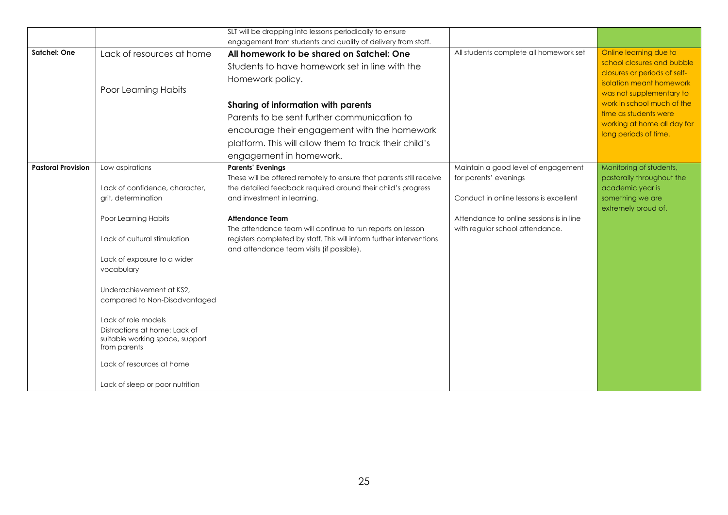| | | | | |
|---|---|---|---|---|
| | | SLT will be dropping into lessons periodically to ensure engagement from students and quality of delivery from staff. | | |
| **Satchel: One** | Lack of resources at home<br><br>Poor Learning Habits | **All homework to be shared on Satchel: One**<br>Students to have homework set in line with the Homework policy.<br><br>**Sharing of information with parents**<br>Parents to be sent further communication to encourage their engagement with the homework platform. This will allow them to track their child's engagement in homework. | All students complete all homework set | Online learning due to school closures and bubble closures or periods of self-isolation meant homework was not supplementary to work in school much of the time as students were working at home all day for long periods of time. |
| **Pastoral Provision** | Low aspirations<br><br>Lack of confidence, character, grit, determination<br><br>Poor Learning Habits<br><br>Lack of cultural stimulation<br><br>Lack of exposure to a wider vocabulary<br><br>Underachievement at KS2, compared to Non-Disadvantaged<br><br>Lack of role models<br>Distractions at home: Lack of suitable working space, support from parents<br><br>Lack of resources at home<br><br>Lack of sleep or poor nutrition | **Parents' Evenings**<br>These will be offered remotely to ensure that parents still receive the detailed feedback required around their child's progress and investment in learning.<br><br>**Attendance Team**<br>The attendance team will continue to run reports on lesson registers completed by staff. This will inform further interventions and attendance team visits (if possible). | Maintain a good level of engagement for parents' evenings<br><br>Conduct in online lessons is excellent<br><br>Attendance to online sessions is in line with regular school attendance. | Monitoring of students, pastorally throughout the academic year is something we are extremely proud of. |